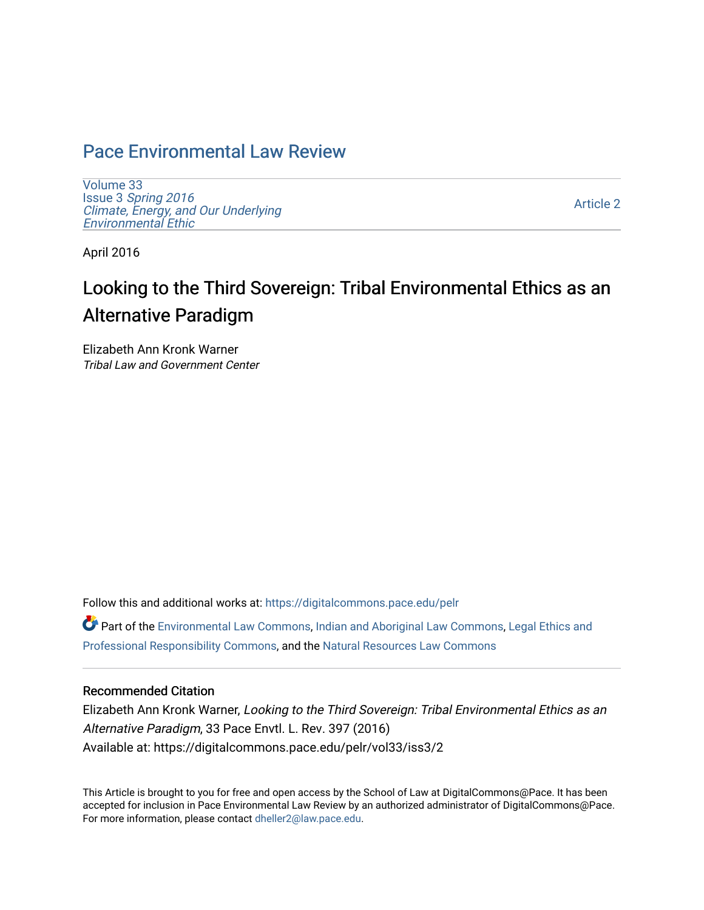# Pace Environmental Law Review

Volume 33
Issue 3 *Spring 2016*
*Climate, Energy, and Our Underlying Environmental Ethic*

Article 2

April 2016

## Looking to the Third Sovereign: Tribal Environmental Ethics as an Alternative Paradigm

Elizabeth Ann Kronk Warner
*Tribal Law and Government Center*

Follow this and additional works at: https://digitalcommons.pace.edu/pelr

Part of the Environmental Law Commons, Indian and Aboriginal Law Commons, Legal Ethics and Professional Responsibility Commons, and the Natural Resources Law Commons

### Recommended Citation

Elizabeth Ann Kronk Warner, *Looking to the Third Sovereign: Tribal Environmental Ethics as an Alternative Paradigm*, 33 Pace Envtl. L. Rev. 397 (2016)
Available at: https://digitalcommons.pace.edu/pelr/vol33/iss3/2

This Article is brought to you for free and open access by the School of Law at DigitalCommons@Pace. It has been accepted for inclusion in Pace Environmental Law Review by an authorized administrator of DigitalCommons@Pace. For more information, please contact dheller2@law.pace.edu.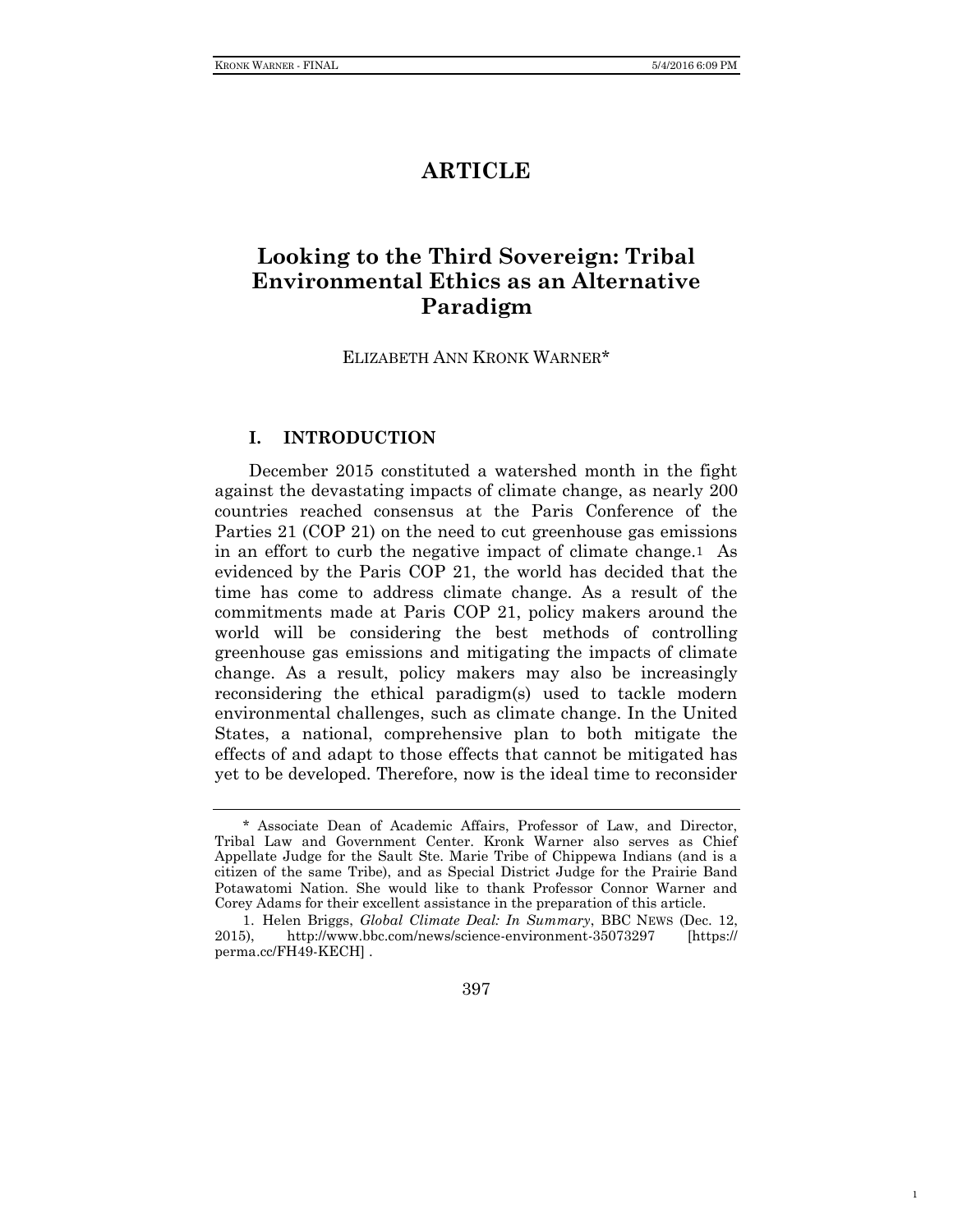# ARTICLE

# Looking to the Third Sovereign: Tribal Environmental Ethics as an Alternative Paradigm

ELIZABETH ANN KRONK WARNER*

## I. INTRODUCTION

December 2015 constituted a watershed month in the fight against the devastating impacts of climate change, as nearly 200 countries reached consensus at the Paris Conference of the Parties 21 (COP 21) on the need to cut greenhouse gas emissions in an effort to curb the negative impact of climate change.[1] As evidenced by the Paris COP 21, the world has decided that the time has come to address climate change. As a result of the commitments made at Paris COP 21, policy makers around the world will be considering the best methods of controlling greenhouse gas emissions and mitigating the impacts of climate change. As a result, policy makers may also be increasingly reconsidering the ethical paradigm(s) used to tackle modern environmental challenges, such as climate change. In the United States, a national, comprehensive plan to both mitigate the effects of and adapt to those effects that cannot be mitigated has yet to be developed. Therefore, now is the ideal time to reconsider

---

\* Associate Dean of Academic Affairs, Professor of Law, and Director, Tribal Law and Government Center. Kronk Warner also serves as Chief Appellate Judge for the Sault Ste. Marie Tribe of Chippewa Indians (and is a citizen of the same Tribe), and as Special District Judge for the Prairie Band Potawatomi Nation. She would like to thank Professor Connor Warner and Corey Adams for their excellent assistance in the preparation of this article.

1. Helen Briggs, *Global Climate Deal: In Summary*, BBC NEWS (Dec. 12, 2015), http://www.bbc.com/news/science-environment-35073297 [https://perma.cc/FH49-KECH] .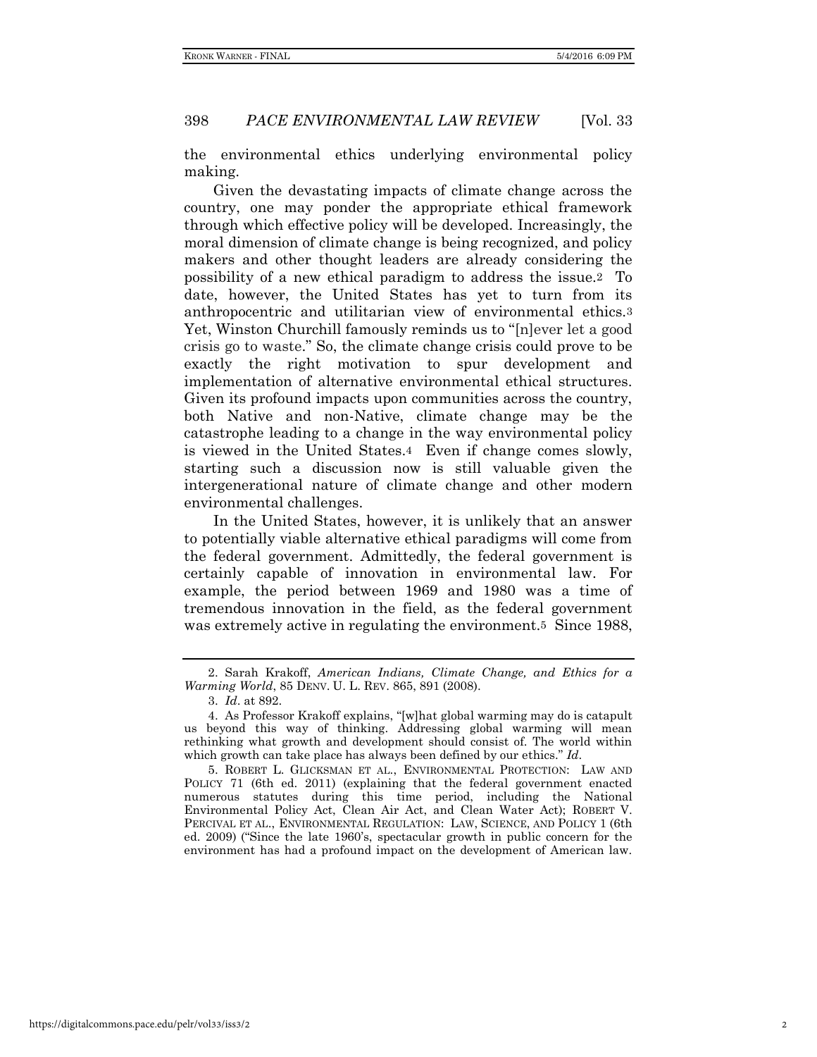the environmental ethics underlying environmental policy making.

Given the devastating impacts of climate change across the country, one may ponder the appropriate ethical framework through which effective policy will be developed. Increasingly, the moral dimension of climate change is being recognized, and policy makers and other thought leaders are already considering the possibility of a new ethical paradigm to address the issue.[2] To date, however, the United States has yet to turn from its anthropocentric and utilitarian view of environmental ethics.[3] Yet, Winston Churchill famously reminds us to "[n]ever let a good crisis go to waste." So, the climate change crisis could prove to be exactly the right motivation to spur development and implementation of alternative environmental ethical structures. Given its profound impacts upon communities across the country, both Native and non-Native, climate change may be the catastrophe leading to a change in the way environmental policy is viewed in the United States.[4] Even if change comes slowly, starting such a discussion now is still valuable given the intergenerational nature of climate change and other modern environmental challenges.

In the United States, however, it is unlikely that an answer to potentially viable alternative ethical paradigms will come from the federal government. Admittedly, the federal government is certainly capable of innovation in environmental law. For example, the period between 1969 and 1980 was a time of tremendous innovation in the field, as the federal government was extremely active in regulating the environment.[5] Since 1988,

---

2. Sarah Krakoff, *American Indians, Climate Change, and Ethics for a Warming World*, 85 DENV. U. L. REV. 865, 891 (2008).

3. *Id.* at 892.

4. As Professor Krakoff explains, "[w]hat global warming may do is catapult us beyond this way of thinking. Addressing global warming will mean rethinking what growth and development should consist of. The world within which growth can take place has always been defined by our ethics." *Id.*

5. ROBERT L. GLICKSMAN ET AL., ENVIRONMENTAL PROTECTION: LAW AND POLICY 71 (6th ed. 2011) (explaining that the federal government enacted numerous statutes during this time period, including the National Environmental Policy Act, Clean Air Act, and Clean Water Act); ROBERT V. PERCIVAL ET AL., ENVIRONMENTAL REGULATION: LAW, SCIENCE, AND POLICY 1 (6th ed. 2009) ("Since the late 1960's, spectacular growth in public concern for the environment has had a profound impact on the development of American law.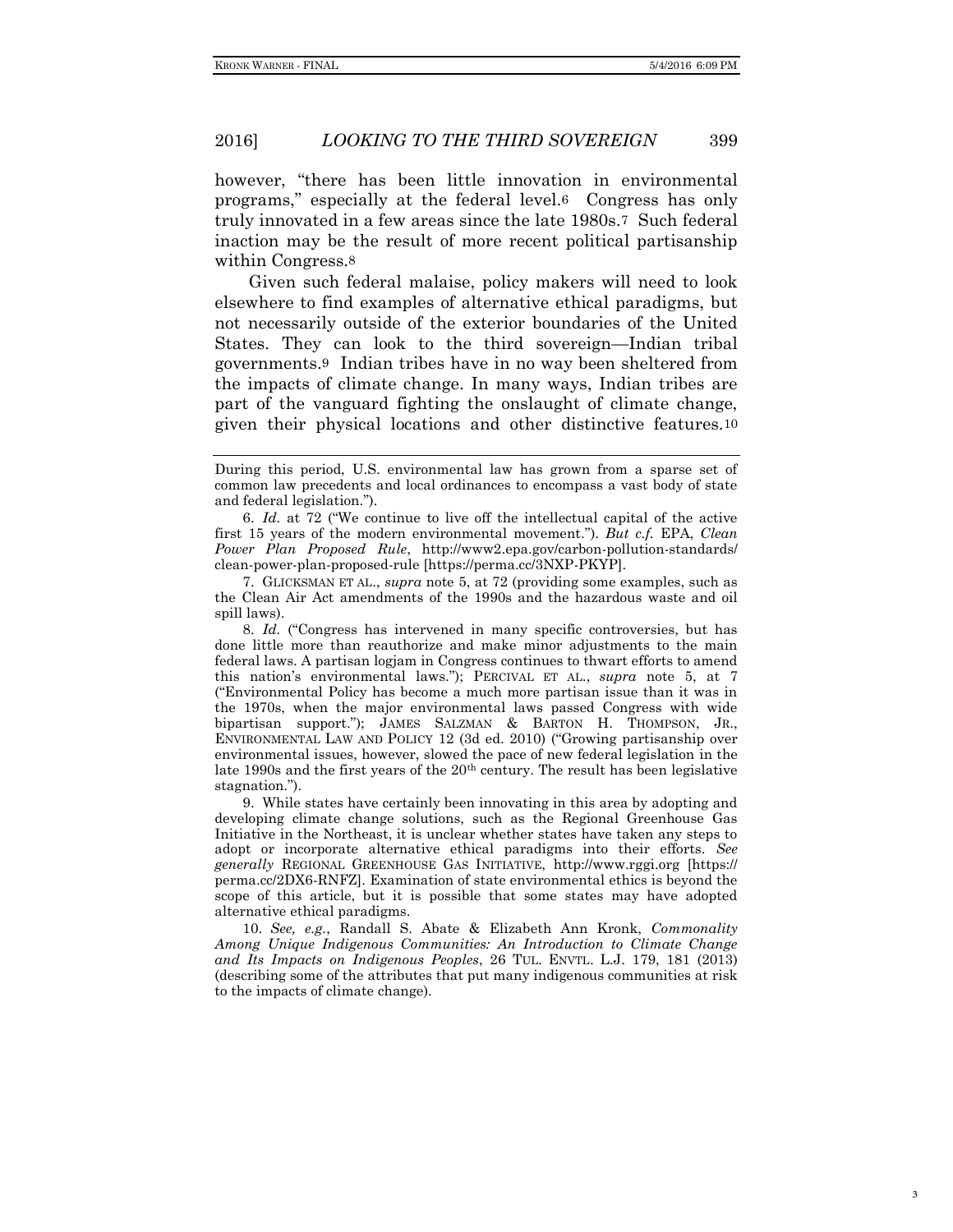however, "there has been little innovation in environmental programs," especially at the federal level.[6] Congress has only truly innovated in a few areas since the late 1980s.[7] Such federal inaction may be the result of more recent political partisanship within Congress.[8]

Given such federal malaise, policy makers will need to look elsewhere to find examples of alternative ethical paradigms, but not necessarily outside of the exterior boundaries of the United States. They can look to the third sovereign—Indian tribal governments.[9] Indian tribes have in no way been sheltered from the impacts of climate change. In many ways, Indian tribes are part of the vanguard fighting the onslaught of climate change, given their physical locations and other distinctive features.[10]

---

During this period, U.S. environmental law has grown from a sparse set of common law precedents and local ordinances to encompass a vast body of state and federal legislation.").

6. *Id.* at 72 ("We continue to live off the intellectual capital of the active first 15 years of the modern environmental movement."). *But c.f.* EPA, *Clean Power Plan Proposed Rule*, http://www2.epa.gov/carbon-pollution-standards/clean-power-plan-proposed-rule [https://perma.cc/3NXP-PKYP].

7. GLICKSMAN ET AL., *supra* note 5, at 72 (providing some examples, such as the Clean Air Act amendments of the 1990s and the hazardous waste and oil spill laws).

8. *Id.* ("Congress has intervened in many specific controversies, but has done little more than reauthorize and make minor adjustments to the main federal laws. A partisan logjam in Congress continues to thwart efforts to amend this nation's environmental laws."); PERCIVAL ET AL., *supra* note 5, at 7 ("Environmental Policy has become a much more partisan issue than it was in the 1970s, when the major environmental laws passed Congress with wide bipartisan support."); JAMES SALZMAN & BARTON H. THOMPSON, JR., ENVIRONMENTAL LAW AND POLICY 12 (3d ed. 2010) ("Growing partisanship over environmental issues, however, slowed the pace of new federal legislation in the late 1990s and the first years of the 20th century. The result has been legislative stagnation.").

9. While states have certainly been innovating in this area by adopting and developing climate change solutions, such as the Regional Greenhouse Gas Initiative in the Northeast, it is unclear whether states have taken any steps to adopt or incorporate alternative ethical paradigms into their efforts. *See generally* REGIONAL GREENHOUSE GAS INITIATIVE, http://www.rggi.org [https://perma.cc/2DX6-RNFZ]. Examination of state environmental ethics is beyond the scope of this article, but it is possible that some states may have adopted alternative ethical paradigms.

10. *See, e.g.*, Randall S. Abate & Elizabeth Ann Kronk, *Commonality Among Unique Indigenous Communities: An Introduction to Climate Change and Its Impacts on Indigenous Peoples*, 26 TUL. ENVTL. L.J. 179, 181 (2013) (describing some of the attributes that put many indigenous communities at risk to the impacts of climate change).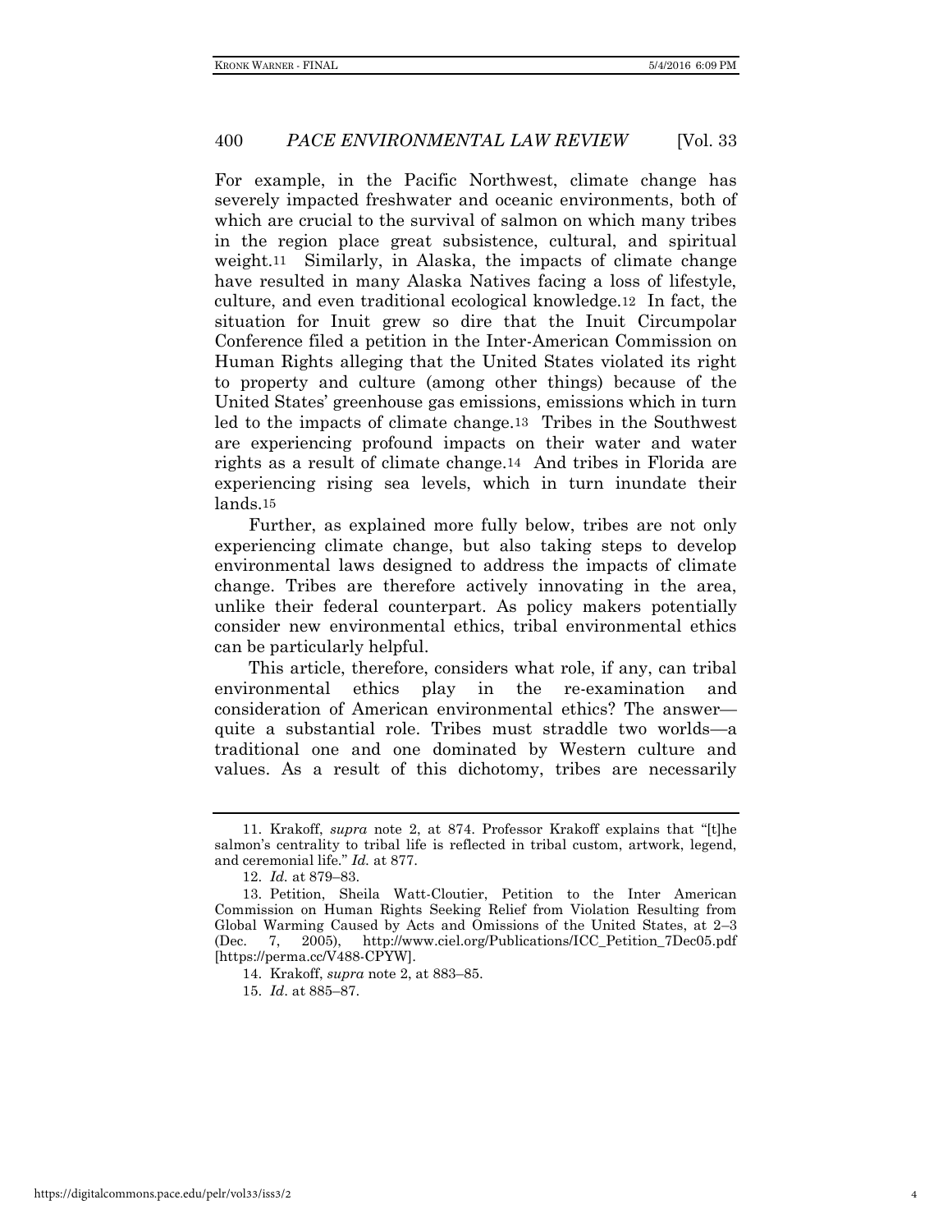For example, in the Pacific Northwest, climate change has severely impacted freshwater and oceanic environments, both of which are crucial to the survival of salmon on which many tribes in the region place great subsistence, cultural, and spiritual weight.[11] Similarly, in Alaska, the impacts of climate change have resulted in many Alaska Natives facing a loss of lifestyle, culture, and even traditional ecological knowledge.[12] In fact, the situation for Inuit grew so dire that the Inuit Circumpolar Conference filed a petition in the Inter-American Commission on Human Rights alleging that the United States violated its right to property and culture (among other things) because of the United States' greenhouse gas emissions, emissions which in turn led to the impacts of climate change.[13] Tribes in the Southwest are experiencing profound impacts on their water and water rights as a result of climate change.[14] And tribes in Florida are experiencing rising sea levels, which in turn inundate their lands.[15]

Further, as explained more fully below, tribes are not only experiencing climate change, but also taking steps to develop environmental laws designed to address the impacts of climate change. Tribes are therefore actively innovating in the area, unlike their federal counterpart. As policy makers potentially consider new environmental ethics, tribal environmental ethics can be particularly helpful.

This article, therefore, considers what role, if any, can tribal environmental ethics play in the re-examination and consideration of American environmental ethics? The answer—quite a substantial role. Tribes must straddle two worlds—a traditional one and one dominated by Western culture and values. As a result of this dichotomy, tribes are necessarily

---

11. Krakoff, *supra* note 2, at 874. Professor Krakoff explains that "[t]he salmon's centrality to tribal life is reflected in tribal custom, artwork, legend, and ceremonial life." *Id.* at 877.

12. *Id.* at 879–83.

13. Petition, Sheila Watt-Cloutier, Petition to the Inter American Commission on Human Rights Seeking Relief from Violation Resulting from Global Warming Caused by Acts and Omissions of the United States, at 2–3 (Dec. 7, 2005), http://www.ciel.org/Publications/ICC_Petition_7Dec05.pdf [https://perma.cc/V488-CPYW].

14. Krakoff, *supra* note 2, at 883–85.

15. *Id*. at 885–87.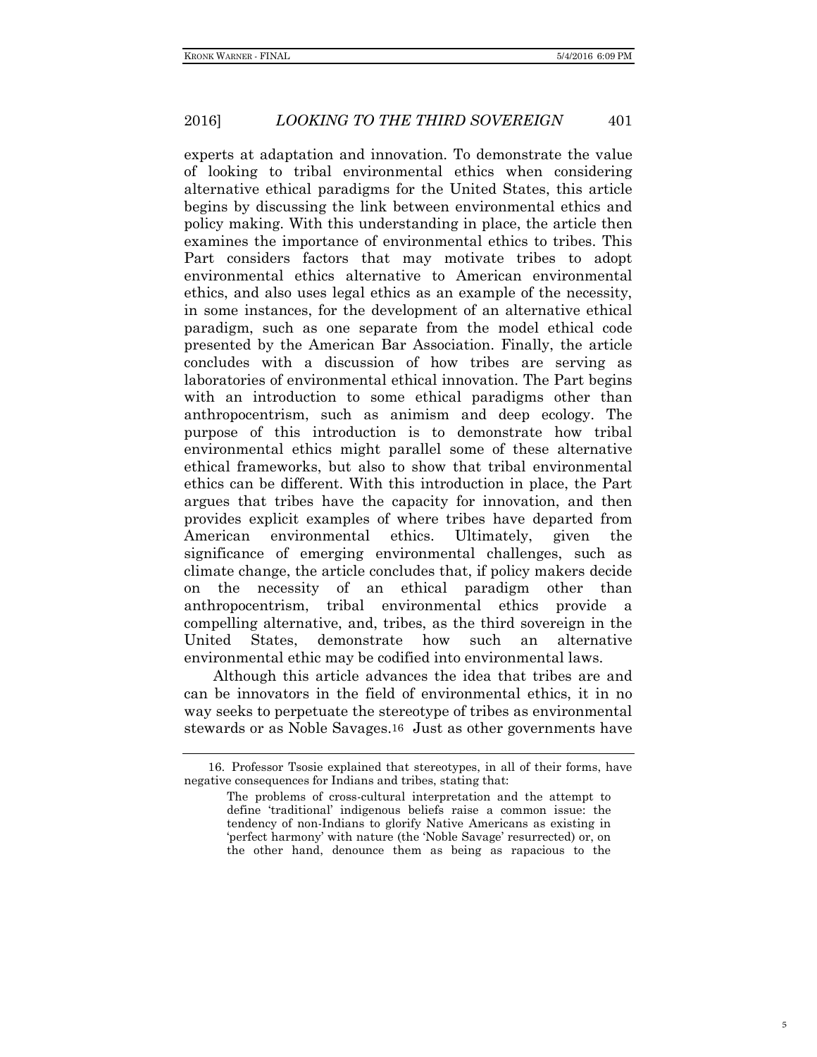experts at adaptation and innovation. To demonstrate the value of looking to tribal environmental ethics when considering alternative ethical paradigms for the United States, this article begins by discussing the link between environmental ethics and policy making. With this understanding in place, the article then examines the importance of environmental ethics to tribes. This Part considers factors that may motivate tribes to adopt environmental ethics alternative to American environmental ethics, and also uses legal ethics as an example of the necessity, in some instances, for the development of an alternative ethical paradigm, such as one separate from the model ethical code presented by the American Bar Association. Finally, the article concludes with a discussion of how tribes are serving as laboratories of environmental ethical innovation. The Part begins with an introduction to some ethical paradigms other than anthropocentrism, such as animism and deep ecology. The purpose of this introduction is to demonstrate how tribal environmental ethics might parallel some of these alternative ethical frameworks, but also to show that tribal environmental ethics can be different. With this introduction in place, the Part argues that tribes have the capacity for innovation, and then provides explicit examples of where tribes have departed from American environmental ethics. Ultimately, given the significance of emerging environmental challenges, such as climate change, the article concludes that, if policy makers decide on the necessity of an ethical paradigm other than anthropocentrism, tribal environmental ethics provide a compelling alternative, and, tribes, as the third sovereign in the United States, demonstrate how such an alternative environmental ethic may be codified into environmental laws.

Although this article advances the idea that tribes are and can be innovators in the field of environmental ethics, it in no way seeks to perpetuate the stereotype of tribes as environmental stewards or as Noble Savages.[16] Just as other governments have

---

16. Professor Tsosie explained that stereotypes, in all of their forms, have negative consequences for Indians and tribes, stating that:

> The problems of cross-cultural interpretation and the attempt to define 'traditional' indigenous beliefs raise a common issue: the tendency of non-Indians to glorify Native Americans as existing in 'perfect harmony' with nature (the 'Noble Savage' resurrected) or, on the other hand, denounce them as being as rapacious to the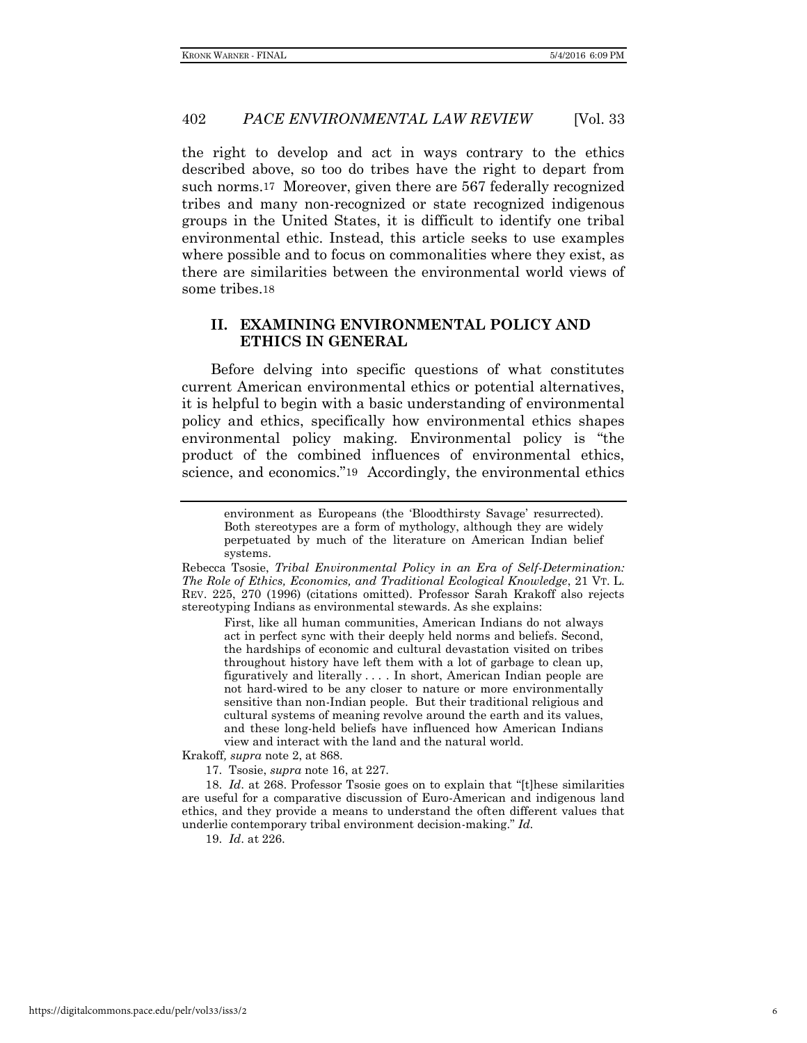the right to develop and act in ways contrary to the ethics described above, so too do tribes have the right to depart from such norms.[17] Moreover, given there are 567 federally recognized tribes and many non-recognized or state recognized indigenous groups in the United States, it is difficult to identify one tribal environmental ethic. Instead, this article seeks to use examples where possible and to focus on commonalities where they exist, as there are similarities between the environmental world views of some tribes.[18]

## II. EXAMINING ENVIRONMENTAL POLICY AND ETHICS IN GENERAL

Before delving into specific questions of what constitutes current American environmental ethics or potential alternatives, it is helpful to begin with a basic understanding of environmental policy and ethics, specifically how environmental ethics shapes environmental policy making. Environmental policy is "the product of the combined influences of environmental ethics, science, and economics."[19] Accordingly, the environmental ethics

---

> environment as Europeans (the 'Bloodthirsty Savage' resurrected). Both stereotypes are a form of mythology, although they are widely perpetuated by much of the literature on American Indian belief systems.

Rebecca Tsosie, *Tribal Environmental Policy in an Era of Self-Determination: The Role of Ethics, Economics, and Traditional Ecological Knowledge*, 21 VT. L. REV. 225, 270 (1996) (citations omitted). Professor Sarah Krakoff also rejects stereotyping Indians as environmental stewards. As she explains:

> First, like all human communities, American Indians do not always act in perfect sync with their deeply held norms and beliefs. Second, the hardships of economic and cultural devastation visited on tribes throughout history have left them with a lot of garbage to clean up, figuratively and literally . . . . In short, American Indian people are not hard-wired to be any closer to nature or more environmentally sensitive than non-Indian people. But their traditional religious and cultural systems of meaning revolve around the earth and its values, and these long-held beliefs have influenced how American Indians view and interact with the land and the natural world.

Krakoff, *supra* note 2, at 868.

17. Tsosie, *supra* note 16, at 227.

18. *Id*. at 268. Professor Tsosie goes on to explain that "[t]hese similarities are useful for a comparative discussion of Euro-American and indigenous land ethics, and they provide a means to understand the often different values that underlie contemporary tribal environment decision-making." *Id*.

19. *Id*. at 226.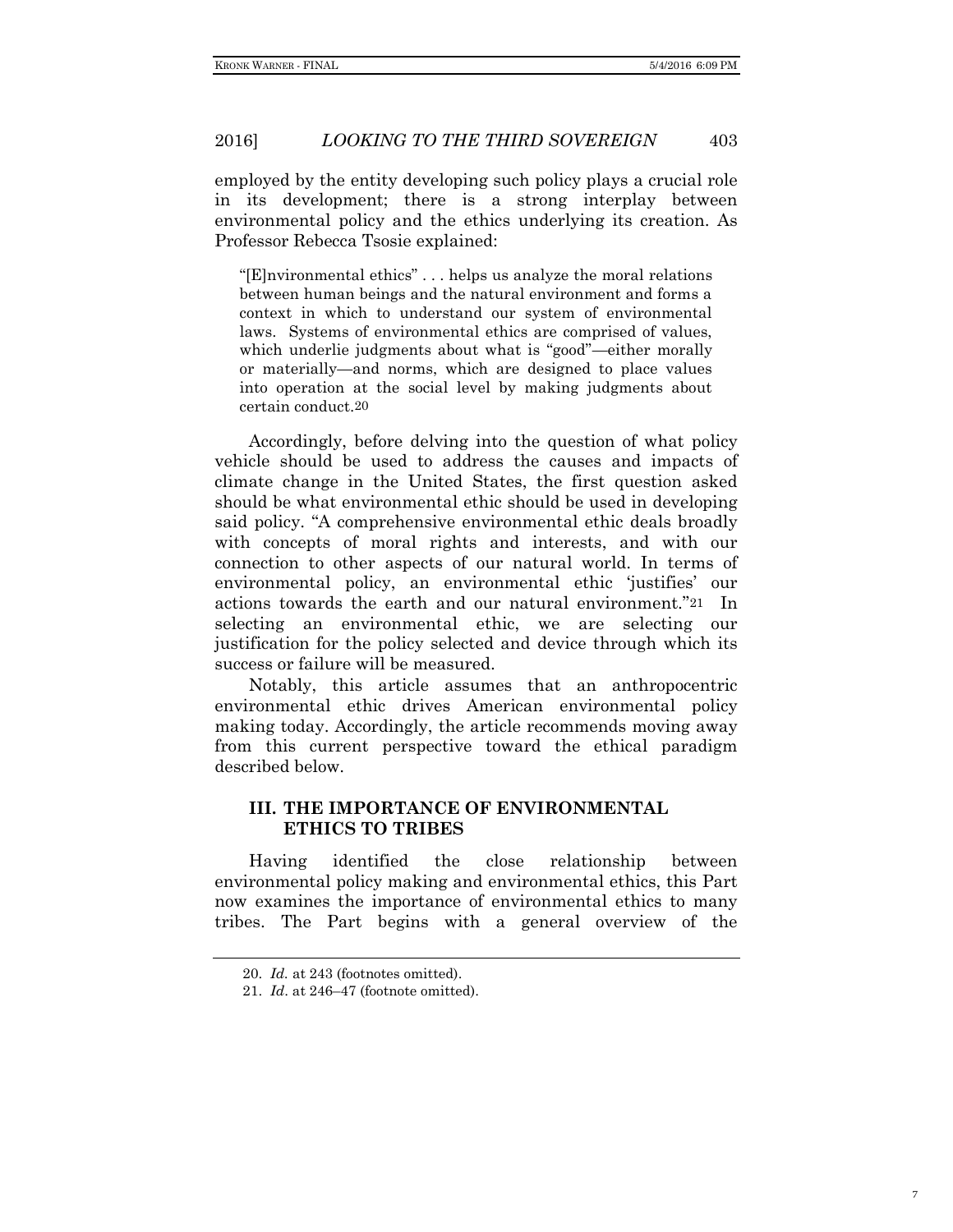employed by the entity developing such policy plays a crucial role in its development; there is a strong interplay between environmental policy and the ethics underlying its creation. As Professor Rebecca Tsosie explained:

> "[E]nvironmental ethics" . . . helps us analyze the moral relations between human beings and the natural environment and forms a context in which to understand our system of environmental laws. Systems of environmental ethics are comprised of values, which underlie judgments about what is "good"—either morally or materially—and norms, which are designed to place values into operation at the social level by making judgments about certain conduct.[20]

Accordingly, before delving into the question of what policy vehicle should be used to address the causes and impacts of climate change in the United States, the first question asked should be what environmental ethic should be used in developing said policy. "A comprehensive environmental ethic deals broadly with concepts of moral rights and interests, and with our connection to other aspects of our natural world. In terms of environmental policy, an environmental ethic 'justifies' our actions towards the earth and our natural environment."[21] In selecting an environmental ethic, we are selecting our justification for the policy selected and device through which its success or failure will be measured.

Notably, this article assumes that an anthropocentric environmental ethic drives American environmental policy making today. Accordingly, the article recommends moving away from this current perspective toward the ethical paradigm described below.

## III. THE IMPORTANCE OF ENVIRONMENTAL ETHICS TO TRIBES

Having identified the close relationship between environmental policy making and environmental ethics, this Part now examines the importance of environmental ethics to many tribes. The Part begins with a general overview of the

---

20. *Id.* at 243 (footnotes omitted).

21. *Id*. at 246–47 (footnote omitted).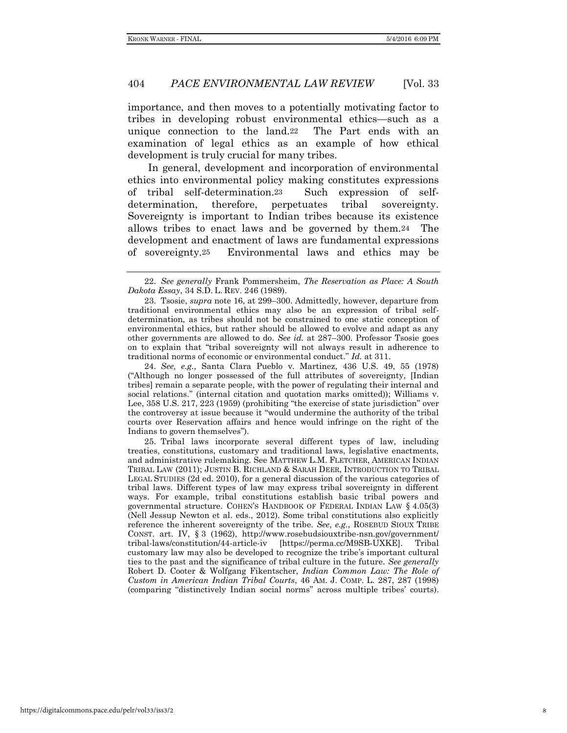importance, and then moves to a potentially motivating factor to tribes in developing robust environmental ethics—such as a unique connection to the land.[22] The Part ends with an examination of legal ethics as an example of how ethical development is truly crucial for many tribes.

In general, development and incorporation of environmental ethics into environmental policy making constitutes expressions of tribal self-determination.[23] Such expression of self-determination, therefore, perpetuates tribal sovereignty. Sovereignty is important to Indian tribes because its existence allows tribes to enact laws and be governed by them.[24] The development and enactment of laws are fundamental expressions of sovereignty.[25] Environmental laws and ethics may be

---

22. *See generally* Frank Pommersheim, *The Reservation as Place: A South Dakota Essay*, 34 S.D. L. REV. 246 (1989).

23. Tsosie, *supra* note 16, at 299–300. Admittedly, however, departure from traditional environmental ethics may also be an expression of tribal self-determination, as tribes should not be constrained to one static conception of environmental ethics, but rather should be allowed to evolve and adapt as any other governments are allowed to do. *See id.* at 287–300. Professor Tsosie goes on to explain that "tribal sovereignty will not always result in adherence to traditional norms of economic or environmental conduct." *Id.* at 311.

24. *See, e.g.*, Santa Clara Pueblo v. Martinez, 436 U.S. 49, 55 (1978) ("Although no longer possessed of the full attributes of sovereignty, [Indian tribes] remain a separate people, with the power of regulating their internal and social relations." (internal citation and quotation marks omitted)); Williams v. Lee, 358 U.S. 217, 223 (1959) (prohibiting "the exercise of state jurisdiction" over the controversy at issue because it "would undermine the authority of the tribal courts over Reservation affairs and hence would infringe on the right of the Indians to govern themselves").

25. Tribal laws incorporate several different types of law, including treaties, constitutions, customary and traditional laws, legislative enactments, and administrative rulemaking. See MATTHEW L.M. FLETCHER, AMERICAN INDIAN TRIBAL LAW (2011); JUSTIN B. RICHLAND & SARAH DEER, INTRODUCTION TO TRIBAL LEGAL STUDIES (2d ed. 2010), for a general discussion of the various categories of tribal laws. Different types of law may express tribal sovereignty in different ways. For example, tribal constitutions establish basic tribal powers and governmental structure. COHEN'S HANDBOOK OF FEDERAL INDIAN LAW § 4.05(3) (Nell Jessup Newton et al. eds., 2012). Some tribal constitutions also explicitly reference the inherent sovereignty of the tribe. *See*, *e.g.*, ROSEBUD SIOUX TRIBE CONST. art. IV, § 3 (1962), http://www.rosebudsiouxtribe-nsn.gov/government/tribal-laws/constitution/44-article-iv [https://perma.cc/M9SB-UXKE]. Tribal customary law may also be developed to recognize the tribe's important cultural ties to the past and the significance of tribal culture in the future. *See generally* Robert D. Cooter & Wolfgang Fikentscher, *Indian Common Law: The Role of Custom in American Indian Tribal Courts*, 46 AM. J. COMP. L. 287, 287 (1998) (comparing "distinctively Indian social norms" across multiple tribes' courts).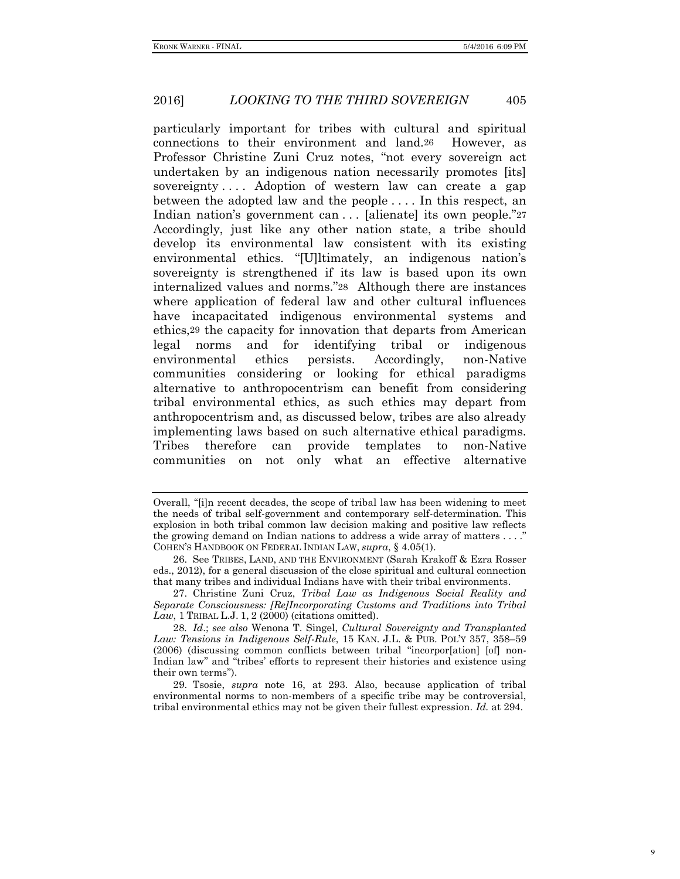particularly important for tribes with cultural and spiritual connections to their environment and land.[26] However, as Professor Christine Zuni Cruz notes, "not every sovereign act undertaken by an indigenous nation necessarily promotes [its] sovereignty . . . . Adoption of western law can create a gap between the adopted law and the people . . . . In this respect, an Indian nation's government can . . . [alienate] its own people."[27] Accordingly, just like any other nation state, a tribe should develop its environmental law consistent with its existing environmental ethics. "[U]ltimately, an indigenous nation's sovereignty is strengthened if its law is based upon its own internalized values and norms."[28] Although there are instances where application of federal law and other cultural influences have incapacitated indigenous environmental systems and ethics,[29] the capacity for innovation that departs from American legal norms and for identifying tribal or indigenous environmental ethics persists. Accordingly, non-Native communities considering or looking for ethical paradigms alternative to anthropocentrism can benefit from considering tribal environmental ethics, as such ethics may depart from anthropocentrism and, as discussed below, tribes are also already implementing laws based on such alternative ethical paradigms. Tribes therefore can provide templates to non-Native communities on not only what an effective alternative

---

Overall, "[i]n recent decades, the scope of tribal law has been widening to meet the needs of tribal self-government and contemporary self-determination. This explosion in both tribal common law decision making and positive law reflects the growing demand on Indian nations to address a wide array of matters . . . ." COHEN'S HANDBOOK ON FEDERAL INDIAN LAW, *supra*, § 4.05(1).

26. See TRIBES, LAND, AND THE ENVIRONMENT (Sarah Krakoff & Ezra Rosser eds., 2012), for a general discussion of the close spiritual and cultural connection that many tribes and individual Indians have with their tribal environments.

27. Christine Zuni Cruz, *Tribal Law as Indigenous Social Reality and Separate Consciousness: [Re]Incorporating Customs and Traditions into Tribal Law*, 1 TRIBAL L.J. 1, 2 (2000) (citations omitted).

28. *Id*.; *see also* Wenona T. Singel, *Cultural Sovereignty and Transplanted Law: Tensions in Indigenous Self-Rule*, 15 KAN. J.L. & PUB. POL'Y 357, 358–59 (2006) (discussing common conflicts between tribal "incorpor[ation] [of] non-Indian law" and "tribes' efforts to represent their histories and existence using their own terms").

29. Tsosie, *supra* note 16, at 293. Also, because application of tribal environmental norms to non-members of a specific tribe may be controversial, tribal environmental ethics may not be given their fullest expression. *Id.* at 294.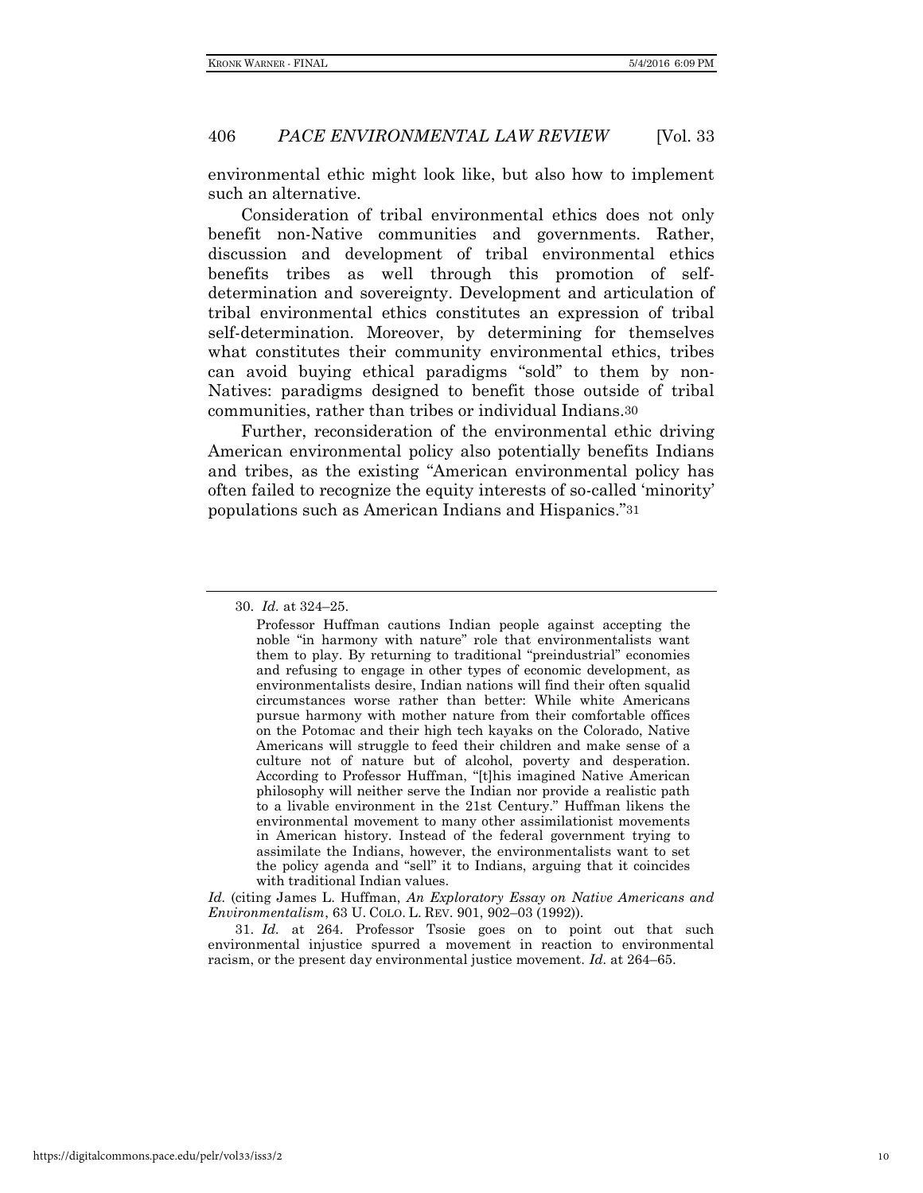environmental ethic might look like, but also how to implement such an alternative.

Consideration of tribal environmental ethics does not only benefit non-Native communities and governments. Rather, discussion and development of tribal environmental ethics benefits tribes as well through this promotion of self-determination and sovereignty. Development and articulation of tribal environmental ethics constitutes an expression of tribal self-determination. Moreover, by determining for themselves what constitutes their community environmental ethics, tribes can avoid buying ethical paradigms "sold" to them by non-Natives: paradigms designed to benefit those outside of tribal communities, rather than tribes or individual Indians.[30]

Further, reconsideration of the environmental ethic driving American environmental policy also potentially benefits Indians and tribes, as the existing "American environmental policy has often failed to recognize the equity interests of so-called 'minority' populations such as American Indians and Hispanics."[31]

---

30. *Id.* at 324–25.

> Professor Huffman cautions Indian people against accepting the noble "in harmony with nature" role that environmentalists want them to play. By returning to traditional "preindustrial" economies and refusing to engage in other types of economic development, as environmentalists desire, Indian nations will find their often squalid circumstances worse rather than better: While white Americans pursue harmony with mother nature from their comfortable offices on the Potomac and their high tech kayaks on the Colorado, Native Americans will struggle to feed their children and make sense of a culture not of nature but of alcohol, poverty and desperation. According to Professor Huffman, "[t]his imagined Native American philosophy will neither serve the Indian nor provide a realistic path to a livable environment in the 21st Century." Huffman likens the environmental movement to many other assimilationist movements in American history. Instead of the federal government trying to assimilate the Indians, however, the environmentalists want to set the policy agenda and "sell" it to Indians, arguing that it coincides with traditional Indian values.

*Id.* (citing James L. Huffman, *An Exploratory Essay on Native Americans and Environmentalism*, 63 U. COLO. L. REV. 901, 902–03 (1992)).

31. *Id.* at 264. Professor Tsosie goes on to point out that such environmental injustice spurred a movement in reaction to environmental racism, or the present day environmental justice movement. *Id.* at 264–65.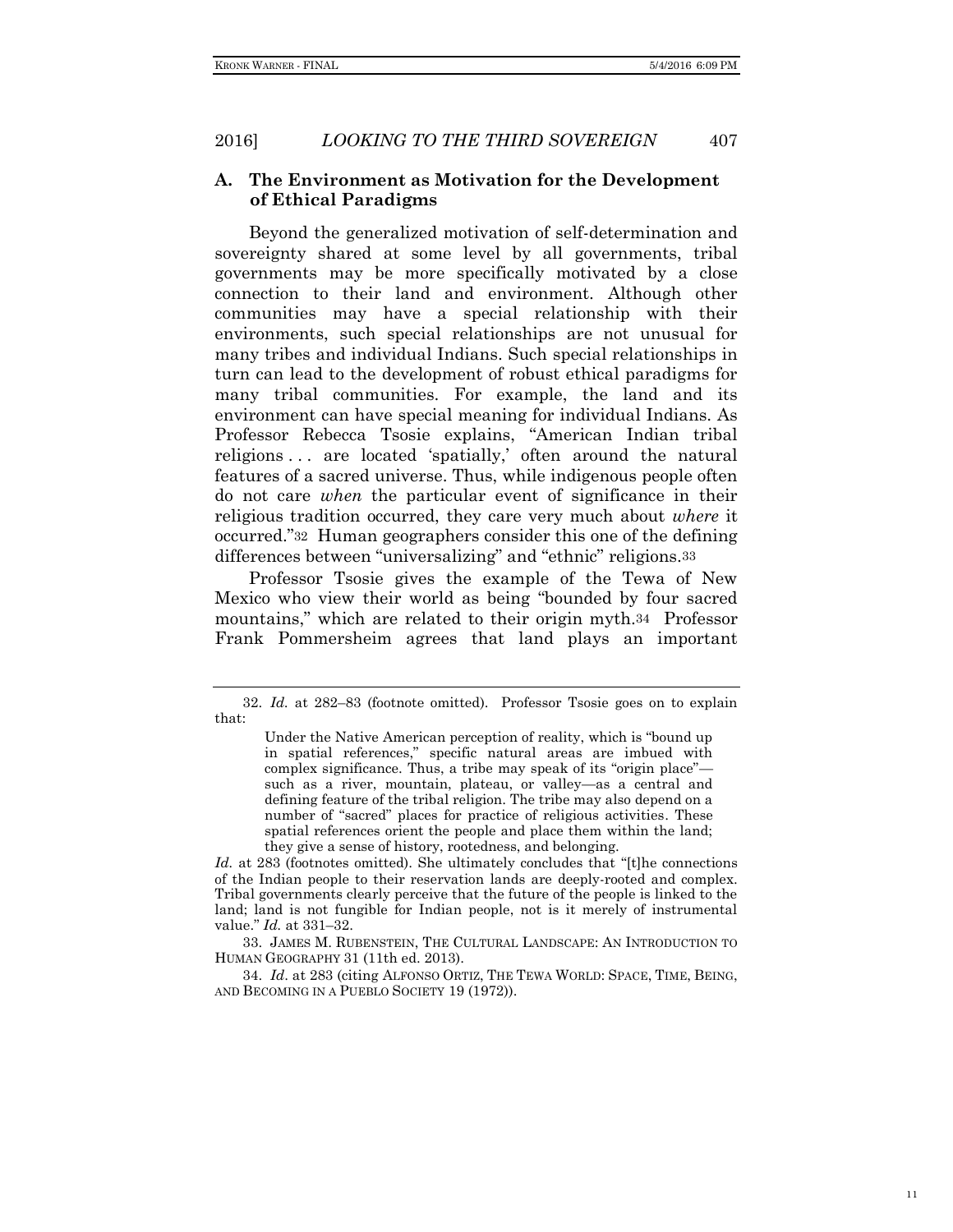### A. The Environment as Motivation for the Development of Ethical Paradigms

Beyond the generalized motivation of self-determination and sovereignty shared at some level by all governments, tribal governments may be more specifically motivated by a close connection to their land and environment. Although other communities may have a special relationship with their environments, such special relationships are not unusual for many tribes and individual Indians. Such special relationships in turn can lead to the development of robust ethical paradigms for many tribal communities. For example, the land and its environment can have special meaning for individual Indians. As Professor Rebecca Tsosie explains, "American Indian tribal religions . . . are located 'spatially,' often around the natural features of a sacred universe. Thus, while indigenous people often do not care *when* the particular event of significance in their religious tradition occurred, they care very much about *where* it occurred."[32] Human geographers consider this one of the defining differences between "universalizing" and "ethnic" religions.[33]

Professor Tsosie gives the example of the Tewa of New Mexico who view their world as being "bounded by four sacred mountains," which are related to their origin myth.[34] Professor Frank Pommersheim agrees that land plays an important

---

32. *Id.* at 282–83 (footnote omitted). Professor Tsosie goes on to explain that:

> Under the Native American perception of reality, which is "bound up in spatial references," specific natural areas are imbued with complex significance. Thus, a tribe may speak of its "origin place"—such as a river, mountain, plateau, or valley—as a central and defining feature of the tribal religion. The tribe may also depend on a number of "sacred" places for practice of religious activities. These spatial references orient the people and place them within the land; they give a sense of history, rootedness, and belonging.

*Id.* at 283 (footnotes omitted). She ultimately concludes that "[t]he connections of the Indian people to their reservation lands are deeply-rooted and complex. Tribal governments clearly perceive that the future of the people is linked to the land; land is not fungible for Indian people, not is it merely of instrumental value." *Id.* at 331–32.

33. JAMES M. RUBENSTEIN, THE CULTURAL LANDSCAPE: AN INTRODUCTION TO HUMAN GEOGRAPHY 31 (11th ed. 2013).

34. *Id*. at 283 (citing ALFONSO ORTIZ, THE TEWA WORLD: SPACE, TIME, BEING, AND BECOMING IN A PUEBLO SOCIETY 19 (1972)).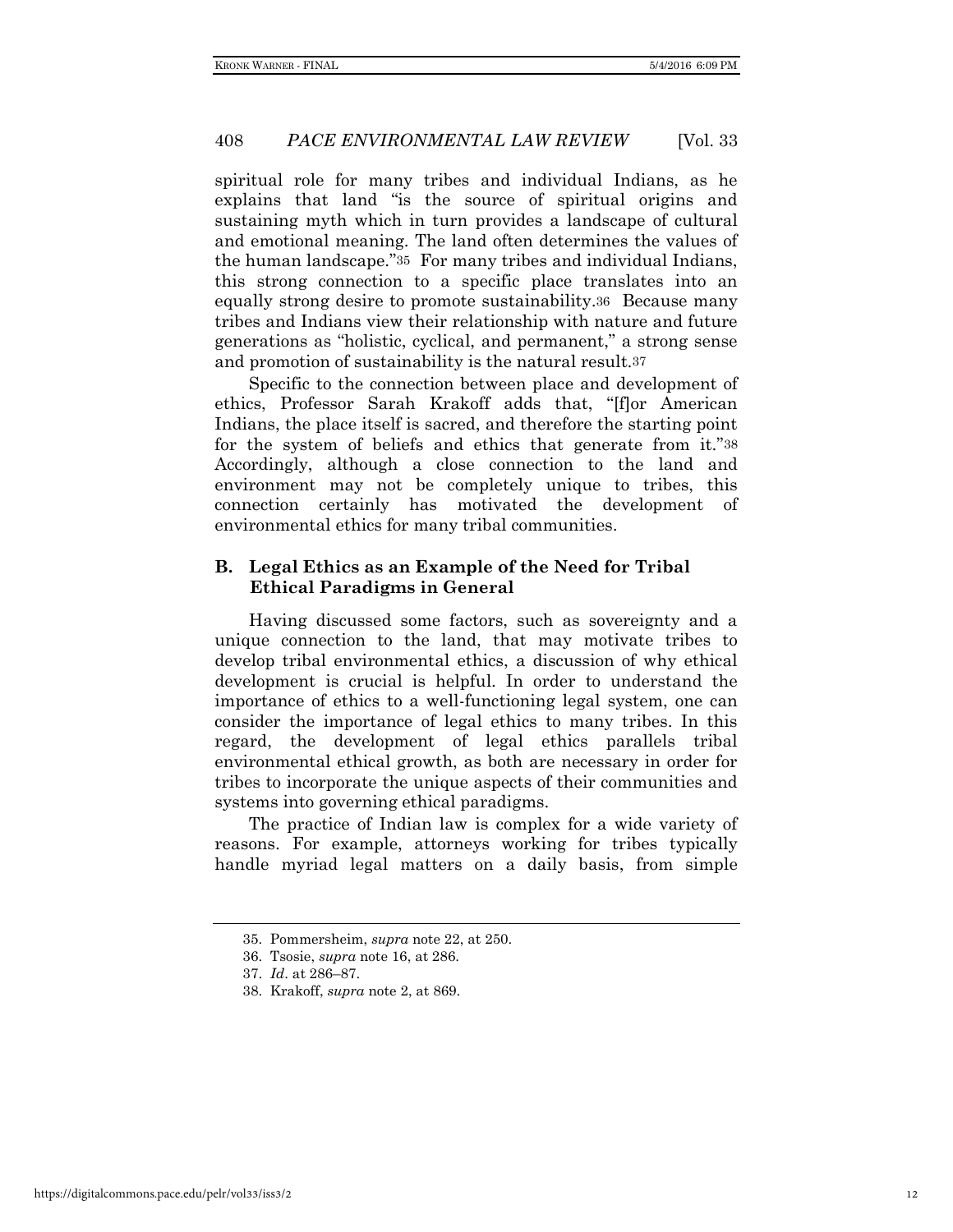spiritual role for many tribes and individual Indians, as he explains that land "is the source of spiritual origins and sustaining myth which in turn provides a landscape of cultural and emotional meaning. The land often determines the values of the human landscape."[35] For many tribes and individual Indians, this strong connection to a specific place translates into an equally strong desire to promote sustainability.[36] Because many tribes and Indians view their relationship with nature and future generations as "holistic, cyclical, and permanent," a strong sense and promotion of sustainability is the natural result.[37]

Specific to the connection between place and development of ethics, Professor Sarah Krakoff adds that, "[f]or American Indians, the place itself is sacred, and therefore the starting point for the system of beliefs and ethics that generate from it."[38] Accordingly, although a close connection to the land and environment may not be completely unique to tribes, this connection certainly has motivated the development of environmental ethics for many tribal communities.

### B. Legal Ethics as an Example of the Need for Tribal Ethical Paradigms in General

Having discussed some factors, such as sovereignty and a unique connection to the land, that may motivate tribes to develop tribal environmental ethics, a discussion of why ethical development is crucial is helpful. In order to understand the importance of ethics to a well-functioning legal system, one can consider the importance of legal ethics to many tribes. In this regard, the development of legal ethics parallels tribal environmental ethical growth, as both are necessary in order for tribes to incorporate the unique aspects of their communities and systems into governing ethical paradigms.

The practice of Indian law is complex for a wide variety of reasons. For example, attorneys working for tribes typically handle myriad legal matters on a daily basis, from simple

---

35. Pommersheim, *supra* note 22, at 250.

36. Tsosie, *supra* note 16, at 286.

37. *Id*. at 286–87.

38. Krakoff, *supra* note 2, at 869.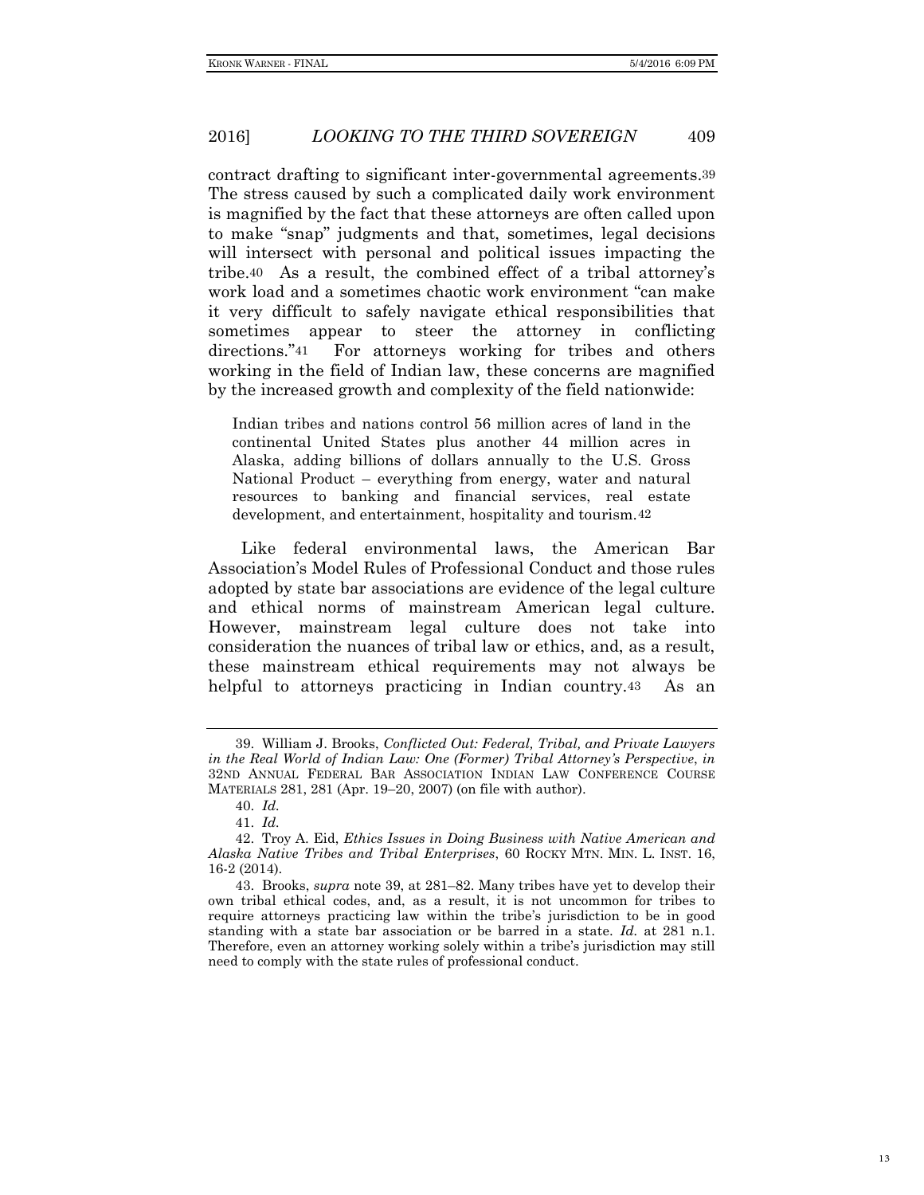contract drafting to significant inter-governmental agreements.[39] The stress caused by such a complicated daily work environment is magnified by the fact that these attorneys are often called upon to make "snap" judgments and that, sometimes, legal decisions will intersect with personal and political issues impacting the tribe.[40] As a result, the combined effect of a tribal attorney's work load and a sometimes chaotic work environment "can make it very difficult to safely navigate ethical responsibilities that sometimes appear to steer the attorney in conflicting directions."[41] For attorneys working for tribes and others working in the field of Indian law, these concerns are magnified by the increased growth and complexity of the field nationwide:

> Indian tribes and nations control 56 million acres of land in the continental United States plus another 44 million acres in Alaska, adding billions of dollars annually to the U.S. Gross National Product – everything from energy, water and natural resources to banking and financial services, real estate development, and entertainment, hospitality and tourism.[42]

Like federal environmental laws, the American Bar Association's Model Rules of Professional Conduct and those rules adopted by state bar associations are evidence of the legal culture and ethical norms of mainstream American legal culture. However, mainstream legal culture does not take into consideration the nuances of tribal law or ethics, and, as a result, these mainstream ethical requirements may not always be helpful to attorneys practicing in Indian country.[43] As an

---

39. William J. Brooks, *Conflicted Out: Federal, Tribal, and Private Lawyers in the Real World of Indian Law: One (Former) Tribal Attorney's Perspective*, *in* 32ND ANNUAL FEDERAL BAR ASSOCIATION INDIAN LAW CONFERENCE COURSE MATERIALS 281, 281 (Apr. 19–20, 2007) (on file with author).

40. *Id.*

41. *Id.*

42. Troy A. Eid, *Ethics Issues in Doing Business with Native American and Alaska Native Tribes and Tribal Enterprises*, 60 ROCKY MTN. MIN. L. INST. 16, 16-2 (2014).

43. Brooks, *supra* note 39, at 281–82. Many tribes have yet to develop their own tribal ethical codes, and, as a result, it is not uncommon for tribes to require attorneys practicing law within the tribe's jurisdiction to be in good standing with a state bar association or be barred in a state. *Id.* at 281 n.1. Therefore, even an attorney working solely within a tribe's jurisdiction may still need to comply with the state rules of professional conduct.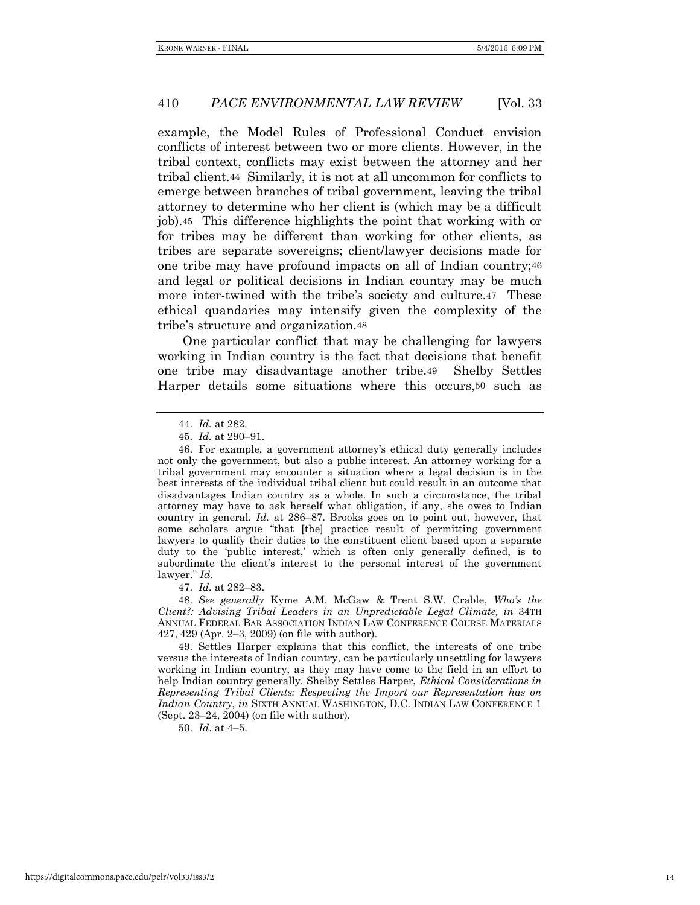example, the Model Rules of Professional Conduct envision conflicts of interest between two or more clients. However, in the tribal context, conflicts may exist between the attorney and her tribal client.[44] Similarly, it is not at all uncommon for conflicts to emerge between branches of tribal government, leaving the tribal attorney to determine who her client is (which may be a difficult job).[45] This difference highlights the point that working with or for tribes may be different than working for other clients, as tribes are separate sovereigns; client/lawyer decisions made for one tribe may have profound impacts on all of Indian country;[46] and legal or political decisions in Indian country may be much more inter-twined with the tribe's society and culture.[47] These ethical quandaries may intensify given the complexity of the tribe's structure and organization.[48]

One particular conflict that may be challenging for lawyers working in Indian country is the fact that decisions that benefit one tribe may disadvantage another tribe.[49] Shelby Settles Harper details some situations where this occurs,[50] such as

---

44. *Id.* at 282.

45. *Id.* at 290–91.

46. For example, a government attorney's ethical duty generally includes not only the government, but also a public interest. An attorney working for a tribal government may encounter a situation where a legal decision is in the best interests of the individual tribal client but could result in an outcome that disadvantages Indian country as a whole. In such a circumstance, the tribal attorney may have to ask herself what obligation, if any, she owes to Indian country in general. *Id.* at 286–87. Brooks goes on to point out, however, that some scholars argue "that [the] practice result of permitting government lawyers to qualify their duties to the constituent client based upon a separate duty to the 'public interest,' which is often only generally defined, is to subordinate the client's interest to the personal interest of the government lawyer." *Id.*

47. *Id.* at 282–83.

48. *See generally* Kyme A.M. McGaw & Trent S.W. Crable, *Who's the Client?: Advising Tribal Leaders in an Unpredictable Legal Climate, in* 34TH ANNUAL FEDERAL BAR ASSOCIATION INDIAN LAW CONFERENCE COURSE MATERIALS 427, 429 (Apr. 2–3, 2009) (on file with author).

49. Settles Harper explains that this conflict, the interests of one tribe versus the interests of Indian country, can be particularly unsettling for lawyers working in Indian country, as they may have come to the field in an effort to help Indian country generally. Shelby Settles Harper, *Ethical Considerations in Representing Tribal Clients: Respecting the Import our Representation has on Indian Country*, *in* SIXTH ANNUAL WASHINGTON, D.C. INDIAN LAW CONFERENCE 1 (Sept. 23–24, 2004) (on file with author).

50. *Id*. at 4–5.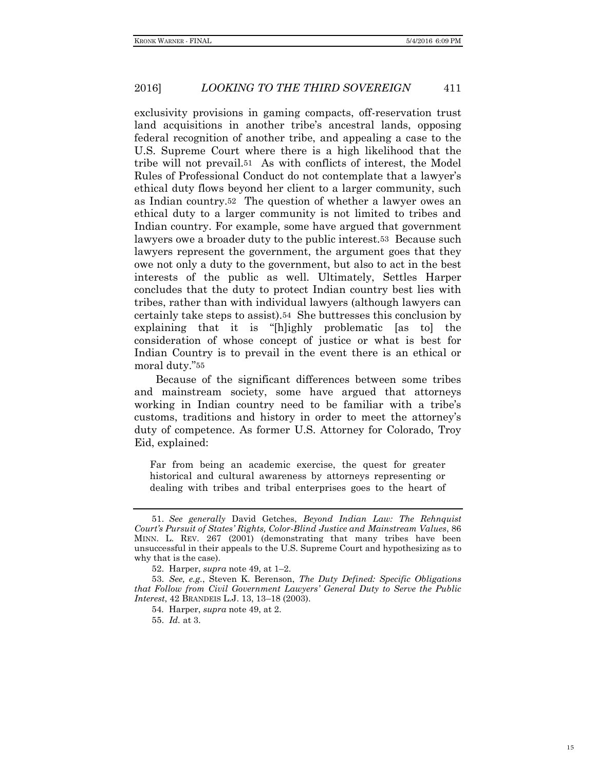exclusivity provisions in gaming compacts, off-reservation trust land acquisitions in another tribe's ancestral lands, opposing federal recognition of another tribe, and appealing a case to the U.S. Supreme Court where there is a high likelihood that the tribe will not prevail.[51] As with conflicts of interest, the Model Rules of Professional Conduct do not contemplate that a lawyer's ethical duty flows beyond her client to a larger community, such as Indian country.[52] The question of whether a lawyer owes an ethical duty to a larger community is not limited to tribes and Indian country. For example, some have argued that government lawyers owe a broader duty to the public interest.[53] Because such lawyers represent the government, the argument goes that they owe not only a duty to the government, but also to act in the best interests of the public as well. Ultimately, Settles Harper concludes that the duty to protect Indian country best lies with tribes, rather than with individual lawyers (although lawyers can certainly take steps to assist).[54] She buttresses this conclusion by explaining that it is "[h]ighly problematic [as to] the consideration of whose concept of justice or what is best for Indian Country is to prevail in the event there is an ethical or moral duty."[55]

Because of the significant differences between some tribes and mainstream society, some have argued that attorneys working in Indian country need to be familiar with a tribe's customs, traditions and history in order to meet the attorney's duty of competence. As former U.S. Attorney for Colorado, Troy Eid, explained:

> Far from being an academic exercise, the quest for greater historical and cultural awareness by attorneys representing or dealing with tribes and tribal enterprises goes to the heart of

---

51. *See generally* David Getches, *Beyond Indian Law: The Rehnquist Court's Pursuit of States' Rights, Color-Blind Justice and Mainstream Values*, 86 MINN. L. REV. 267 (2001) (demonstrating that many tribes have been unsuccessful in their appeals to the U.S. Supreme Court and hypothesizing as to why that is the case).

52. Harper, *supra* note 49, at 1–2.

53. *See, e.g.*, Steven K. Berenson, *The Duty Defined: Specific Obligations that Follow from Civil Government Lawyers' General Duty to Serve the Public Interest*, 42 BRANDEIS L.J. 13, 13–18 (2003).

54. Harper, *supra* note 49, at 2.

55. *Id.* at 3.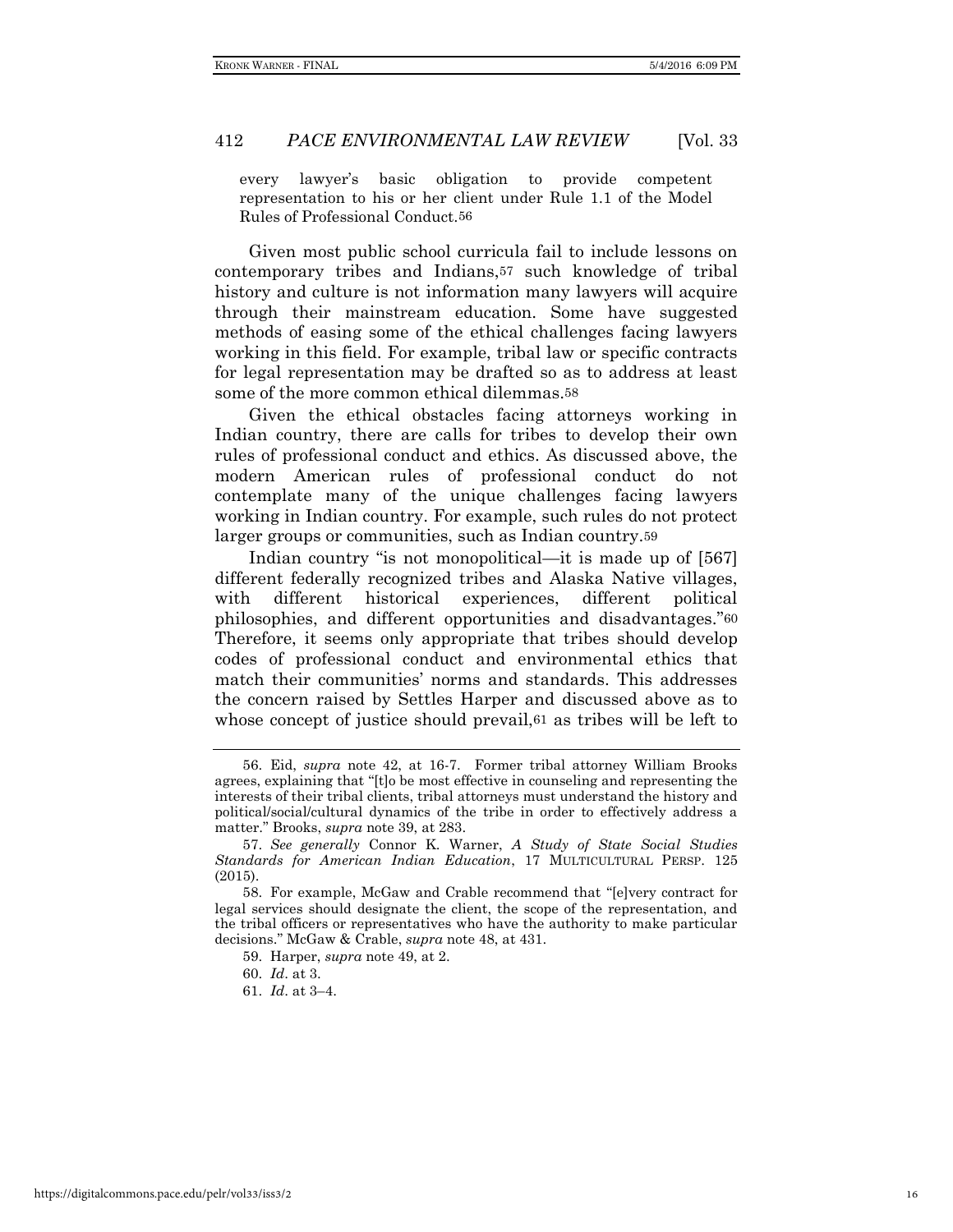every lawyer's basic obligation to provide competent representation to his or her client under Rule 1.1 of the Model Rules of Professional Conduct.[56]

Given most public school curricula fail to include lessons on contemporary tribes and Indians,[57] such knowledge of tribal history and culture is not information many lawyers will acquire through their mainstream education. Some have suggested methods of easing some of the ethical challenges facing lawyers working in this field. For example, tribal law or specific contracts for legal representation may be drafted so as to address at least some of the more common ethical dilemmas.[58]

Given the ethical obstacles facing attorneys working in Indian country, there are calls for tribes to develop their own rules of professional conduct and ethics. As discussed above, the modern American rules of professional conduct do not contemplate many of the unique challenges facing lawyers working in Indian country. For example, such rules do not protect larger groups or communities, such as Indian country.[59]

Indian country "is not monopolitical—it is made up of [567] different federally recognized tribes and Alaska Native villages, with different historical experiences, different political philosophies, and different opportunities and disadvantages."[60] Therefore, it seems only appropriate that tribes should develop codes of professional conduct and environmental ethics that match their communities' norms and standards. This addresses the concern raised by Settles Harper and discussed above as to whose concept of justice should prevail,[61] as tribes will be left to

---

56. Eid, *supra* note 42, at 16-7. Former tribal attorney William Brooks agrees, explaining that "[t]o be most effective in counseling and representing the interests of their tribal clients, tribal attorneys must understand the history and political/social/cultural dynamics of the tribe in order to effectively address a matter." Brooks, *supra* note 39, at 283.

57. *See generally* Connor K. Warner, *A Study of State Social Studies Standards for American Indian Education*, 17 MULTICULTURAL PERSP. 125 (2015).

58. For example, McGaw and Crable recommend that "[e]very contract for legal services should designate the client, the scope of the representation, and the tribal officers or representatives who have the authority to make particular decisions." McGaw & Crable, *supra* note 48, at 431.

59. Harper, *supra* note 49, at 2.

60. *Id*. at 3.

61. *Id*. at 3–4.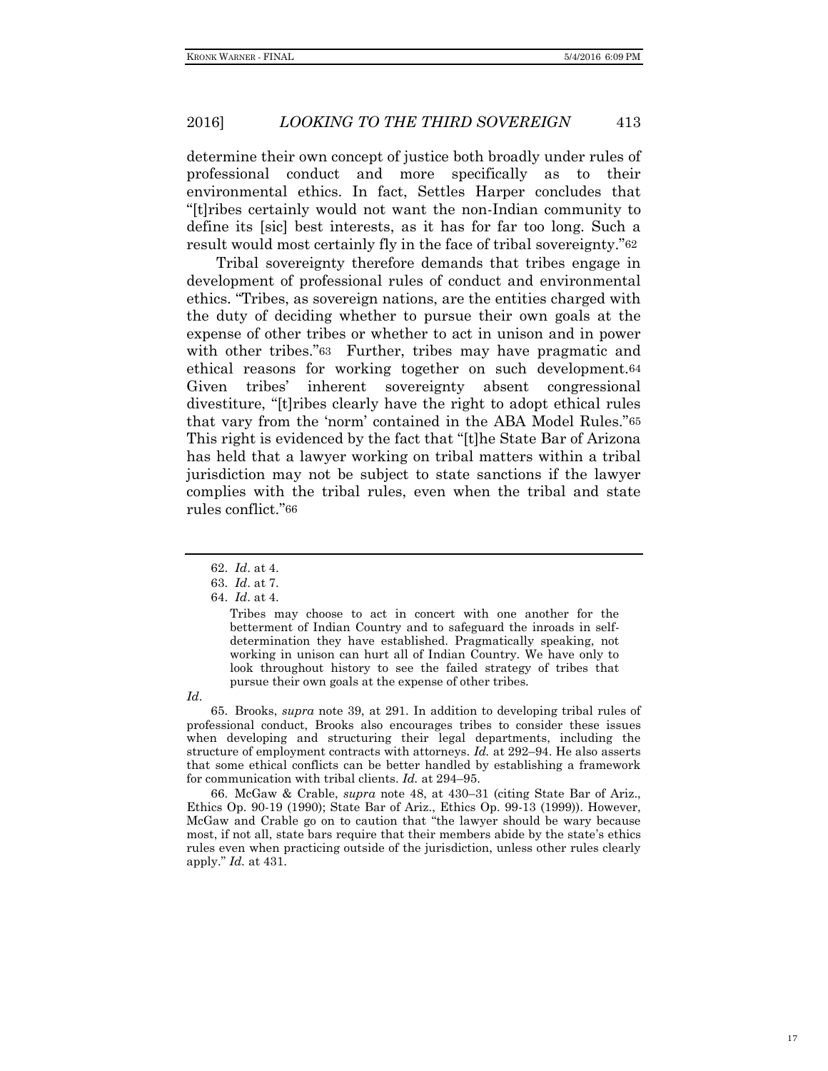determine their own concept of justice both broadly under rules of professional conduct and more specifically as to their environmental ethics. In fact, Settles Harper concludes that "[t]ribes certainly would not want the non-Indian community to define its [sic] best interests, as it has for far too long. Such a result would most certainly fly in the face of tribal sovereignty."[62]

Tribal sovereignty therefore demands that tribes engage in development of professional rules of conduct and environmental ethics. "Tribes, as sovereign nations, are the entities charged with the duty of deciding whether to pursue their own goals at the expense of other tribes or whether to act in unison and in power with other tribes."[63] Further, tribes may have pragmatic and ethical reasons for working together on such development.[64] Given tribes' inherent sovereignty absent congressional divestiture, "[t]ribes clearly have the right to adopt ethical rules that vary from the 'norm' contained in the ABA Model Rules."[65] This right is evidenced by the fact that "[t]he State Bar of Arizona has held that a lawyer working on tribal matters within a tribal jurisdiction may not be subject to state sanctions if the lawyer complies with the tribal rules, even when the tribal and state rules conflict."[66]

---

62. *Id*. at 4.

63. *Id*. at 7.

64. *Id*. at 4.

> Tribes may choose to act in concert with one another for the betterment of Indian Country and to safeguard the inroads in self-determination they have established. Pragmatically speaking, not working in unison can hurt all of Indian Country. We have only to look throughout history to see the failed strategy of tribes that pursue their own goals at the expense of other tribes.

*Id*.

65. Brooks, *supra* note 39, at 291. In addition to developing tribal rules of professional conduct, Brooks also encourages tribes to consider these issues when developing and structuring their legal departments, including the structure of employment contracts with attorneys. *Id.* at 292–94. He also asserts that some ethical conflicts can be better handled by establishing a framework for communication with tribal clients. *Id.* at 294–95.

66. McGaw & Crable, *supra* note 48, at 430–31 (citing State Bar of Ariz., Ethics Op. 90-19 (1990); State Bar of Ariz., Ethics Op. 99-13 (1999)). However, McGaw and Crable go on to caution that "the lawyer should be wary because most, if not all, state bars require that their members abide by the state's ethics rules even when practicing outside of the jurisdiction, unless other rules clearly apply." *Id.* at 431.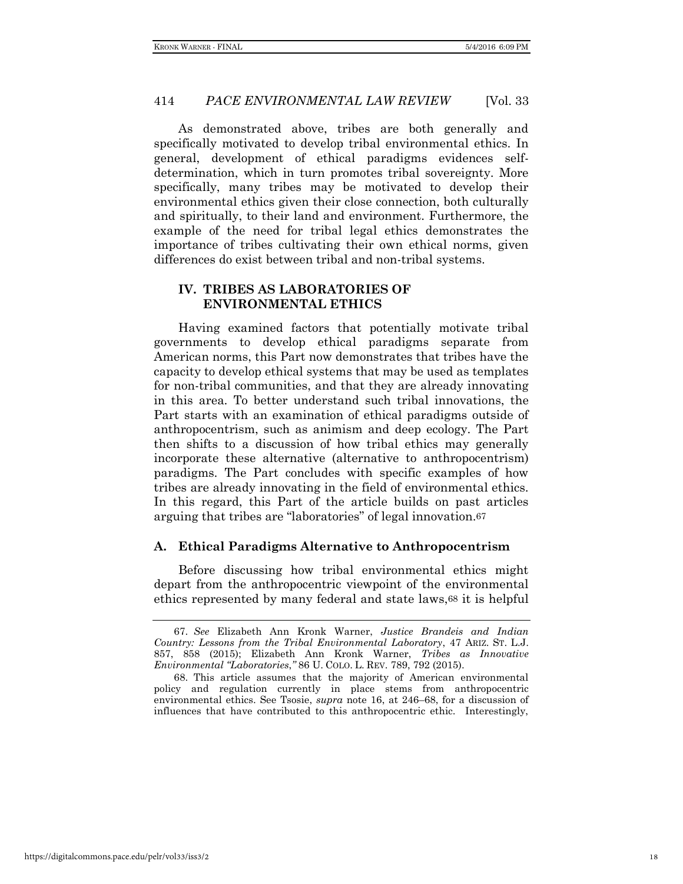As demonstrated above, tribes are both generally and specifically motivated to develop tribal environmental ethics. In general, development of ethical paradigms evidences self-determination, which in turn promotes tribal sovereignty. More specifically, many tribes may be motivated to develop their environmental ethics given their close connection, both culturally and spiritually, to their land and environment. Furthermore, the example of the need for tribal legal ethics demonstrates the importance of tribes cultivating their own ethical norms, given differences do exist between tribal and non-tribal systems.

## IV. TRIBES AS LABORATORIES OF ENVIRONMENTAL ETHICS

Having examined factors that potentially motivate tribal governments to develop ethical paradigms separate from American norms, this Part now demonstrates that tribes have the capacity to develop ethical systems that may be used as templates for non-tribal communities, and that they are already innovating in this area. To better understand such tribal innovations, the Part starts with an examination of ethical paradigms outside of anthropocentrism, such as animism and deep ecology. The Part then shifts to a discussion of how tribal ethics may generally incorporate these alternative (alternative to anthropocentrism) paradigms. The Part concludes with specific examples of how tribes are already innovating in the field of environmental ethics. In this regard, this Part of the article builds on past articles arguing that tribes are "laboratories" of legal innovation.[67]

### A. Ethical Paradigms Alternative to Anthropocentrism

Before discussing how tribal environmental ethics might depart from the anthropocentric viewpoint of the environmental ethics represented by many federal and state laws,[68] it is helpful

---

67. *See* Elizabeth Ann Kronk Warner, *Justice Brandeis and Indian Country: Lessons from the Tribal Environmental Laboratory*, 47 ARIZ. ST. L.J. 857, 858 (2015); Elizabeth Ann Kronk Warner, *Tribes as Innovative Environmental "Laboratories*,*"* 86 U. COLO. L. REV. 789, 792 (2015).

68. This article assumes that the majority of American environmental policy and regulation currently in place stems from anthropocentric environmental ethics. See Tsosie, *supra* note 16, at 246–68, for a discussion of influences that have contributed to this anthropocentric ethic. Interestingly,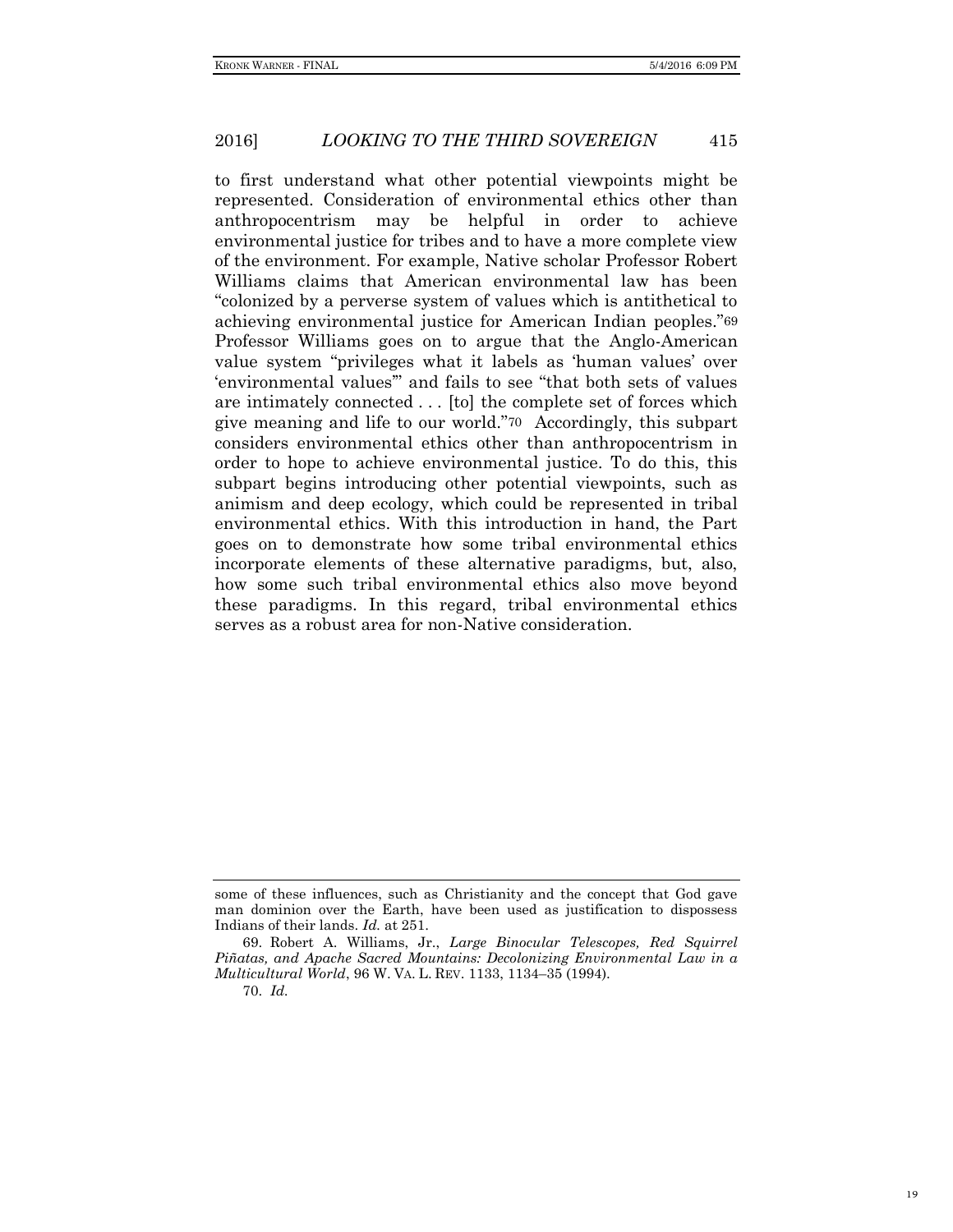to first understand what other potential viewpoints might be represented. Consideration of environmental ethics other than anthropocentrism may be helpful in order to achieve environmental justice for tribes and to have a more complete view of the environment. For example, Native scholar Professor Robert Williams claims that American environmental law has been "colonized by a perverse system of values which is antithetical to achieving environmental justice for American Indian peoples."[69] Professor Williams goes on to argue that the Anglo-American value system "privileges what it labels as 'human values' over 'environmental values'" and fails to see "that both sets of values are intimately connected . . . [to] the complete set of forces which give meaning and life to our world."[70] Accordingly, this subpart considers environmental ethics other than anthropocentrism in order to hope to achieve environmental justice. To do this, this subpart begins introducing other potential viewpoints, such as animism and deep ecology, which could be represented in tribal environmental ethics. With this introduction in hand, the Part goes on to demonstrate how some tribal environmental ethics incorporate elements of these alternative paradigms, but, also, how some such tribal environmental ethics also move beyond these paradigms. In this regard, tribal environmental ethics serves as a robust area for non-Native consideration.

---

some of these influences, such as Christianity and the concept that God gave man dominion over the Earth, have been used as justification to dispossess Indians of their lands. *Id.* at 251.

69. Robert A. Williams, Jr., *Large Binocular Telescopes, Red Squirrel Piñatas, and Apache Sacred Mountains: Decolonizing Environmental Law in a Multicultural World*, 96 W. VA. L. REV. 1133, 1134–35 (1994).

70. *Id.*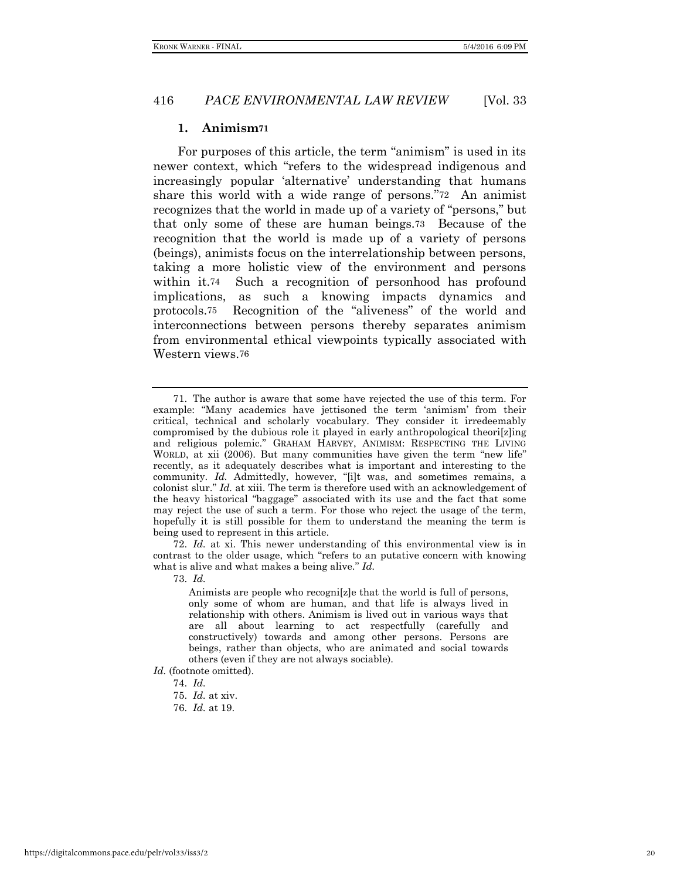### 1. Animism[71]

For purposes of this article, the term "animism" is used in its newer context, which "refers to the widespread indigenous and increasingly popular 'alternative' understanding that humans share this world with a wide range of persons."[72] An animist recognizes that the world in made up of a variety of "persons," but that only some of these are human beings.[73] Because of the recognition that the world is made up of a variety of persons (beings), animists focus on the interrelationship between persons, taking a more holistic view of the environment and persons within it.[74] Such a recognition of personhood has profound implications, as such a knowing impacts dynamics and protocols.[75] Recognition of the "aliveness" of the world and interconnections between persons thereby separates animism from environmental ethical viewpoints typically associated with Western views.[76]

---

71. The author is aware that some have rejected the use of this term. For example: "Many academics have jettisoned the term 'animism' from their critical, technical and scholarly vocabulary. They consider it irredeemably compromised by the dubious role it played in early anthropological theori[z]ing and religious polemic." GRAHAM HARVEY, ANIMISM: RESPECTING THE LIVING WORLD, at xii (2006). But many communities have given the term "new life" recently, as it adequately describes what is important and interesting to the community. *Id.* Admittedly, however, "[i]t was, and sometimes remains, a colonist slur." *Id.* at xiii. The term is therefore used with an acknowledgement of the heavy historical "baggage" associated with its use and the fact that some may reject the use of such a term. For those who reject the usage of the term, hopefully it is still possible for them to understand the meaning the term is being used to represent in this article.

72. *Id.* at xi. This newer understanding of this environmental view is in contrast to the older usage, which "refers to an putative concern with knowing what is alive and what makes a being alive." *Id.*

73. *Id.*

> Animists are people who recogni[z]e that the world is full of persons, only some of whom are human, and that life is always lived in relationship with others. Animism is lived out in various ways that are all about learning to act respectfully (carefully and constructively) towards and among other persons. Persons are beings, rather than objects, who are animated and social towards others (even if they are not always sociable).

*Id.* (footnote omitted).

74. *Id.*

75. *Id.* at xiv.

76. *Id.* at 19.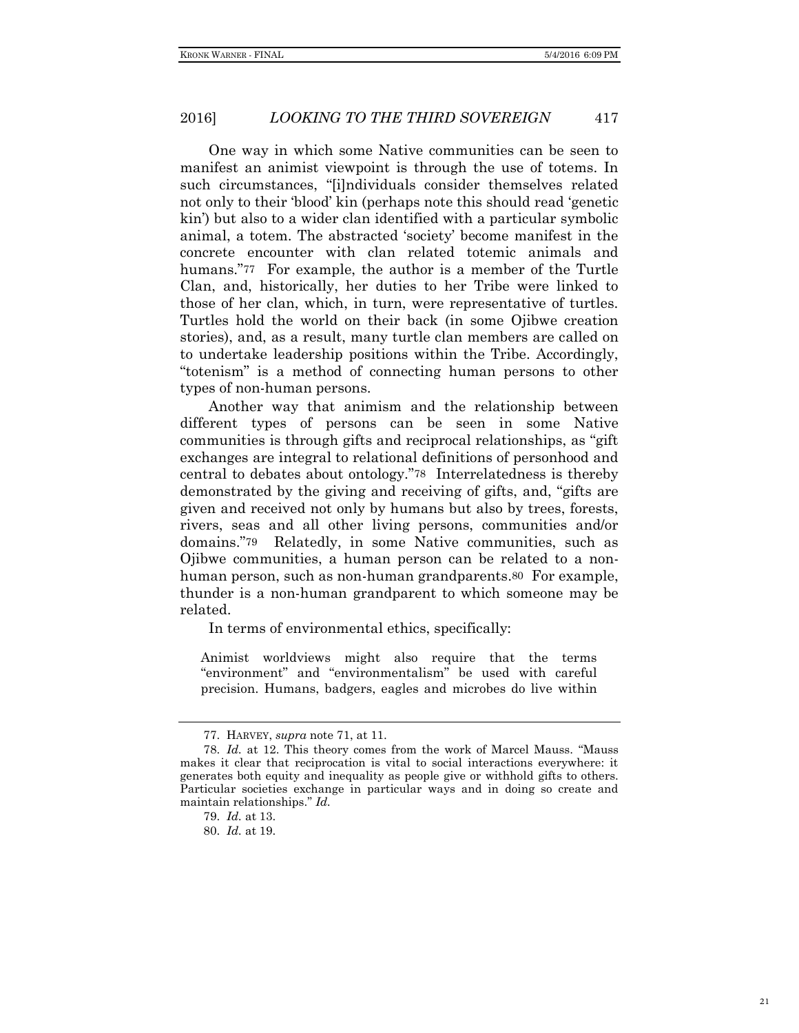One way in which some Native communities can be seen to manifest an animist viewpoint is through the use of totems. In such circumstances, "[i]ndividuals consider themselves related not only to their 'blood' kin (perhaps note this should read 'genetic kin') but also to a wider clan identified with a particular symbolic animal, a totem. The abstracted 'society' become manifest in the concrete encounter with clan related totemic animals and humans."[77] For example, the author is a member of the Turtle Clan, and, historically, her duties to her Tribe were linked to those of her clan, which, in turn, were representative of turtles. Turtles hold the world on their back (in some Ojibwe creation stories), and, as a result, many turtle clan members are called on to undertake leadership positions within the Tribe. Accordingly, "totenism" is a method of connecting human persons to other types of non-human persons.

Another way that animism and the relationship between different types of persons can be seen in some Native communities is through gifts and reciprocal relationships, as "gift exchanges are integral to relational definitions of personhood and central to debates about ontology."[78] Interrelatedness is thereby demonstrated by the giving and receiving of gifts, and, "gifts are given and received not only by humans but also by trees, forests, rivers, seas and all other living persons, communities and/or domains."[79] Relatedly, in some Native communities, such as Ojibwe communities, a human person can be related to a non-human person, such as non-human grandparents.[80] For example, thunder is a non-human grandparent to which someone may be related.

In terms of environmental ethics, specifically:

> Animist worldviews might also require that the terms "environment" and "environmentalism" be used with careful precision. Humans, badgers, eagles and microbes do live within

77. HARVEY, *supra* note 71, at 11.

78. *Id.* at 12. This theory comes from the work of Marcel Mauss. "Mauss makes it clear that reciprocation is vital to social interactions everywhere: it generates both equity and inequality as people give or withhold gifts to others. Particular societies exchange in particular ways and in doing so create and maintain relationships." *Id.*

79. *Id.* at 13.

80. *Id.* at 19.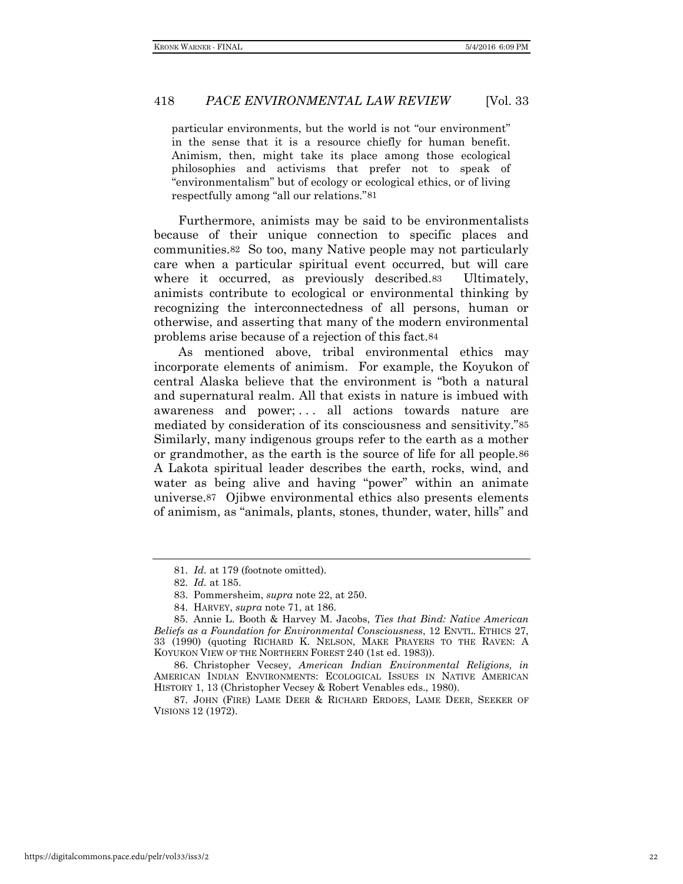particular environments, but the world is not "our environment" in the sense that it is a resource chiefly for human benefit. Animism, then, might take its place among those ecological philosophies and activisms that prefer not to speak of "environmentalism" but of ecology or ecological ethics, or of living respectfully among "all our relations."[81]

Furthermore, animists may be said to be environmentalists because of their unique connection to specific places and communities.[82] So too, many Native people may not particularly care when a particular spiritual event occurred, but will care where it occurred, as previously described.[83] Ultimately, animists contribute to ecological or environmental thinking by recognizing the interconnectedness of all persons, human or otherwise, and asserting that many of the modern environmental problems arise because of a rejection of this fact.[84]

As mentioned above, tribal environmental ethics may incorporate elements of animism. For example, the Koyukon of central Alaska believe that the environment is "both a natural and supernatural realm. All that exists in nature is imbued with awareness and power; . . . all actions towards nature are mediated by consideration of its consciousness and sensitivity."[85] Similarly, many indigenous groups refer to the earth as a mother or grandmother, as the earth is the source of life for all people.[86] A Lakota spiritual leader describes the earth, rocks, wind, and water as being alive and having "power" within an animate universe.[87] Ojibwe environmental ethics also presents elements of animism, as "animals, plants, stones, thunder, water, hills" and

---

81. *Id.* at 179 (footnote omitted).

82. *Id.* at 185.

83. Pommersheim, *supra* note 22, at 250.

84. HARVEY, *supra* note 71, at 186.

85. Annie L. Booth & Harvey M. Jacobs, *Ties that Bind: Native American Beliefs as a Foundation for Environmental Consciousness*, 12 ENVTL. ETHICS 27, 33 (1990) (quoting RICHARD K. NELSON, MAKE PRAYERS TO THE RAVEN: A KOYUKON VIEW OF THE NORTHERN FOREST 240 (1st ed. 1983)).

86. Christopher Vecsey, *American Indian Environmental Religions, in* AMERICAN INDIAN ENVIRONMENTS: ECOLOGICAL ISSUES IN NATIVE AMERICAN HISTORY 1, 13 (Christopher Vecsey & Robert Venables eds., 1980).

87. JOHN (FIRE) LAME DEER & RICHARD ERDOES, LAME DEER, SEEKER OF VISIONS 12 (1972).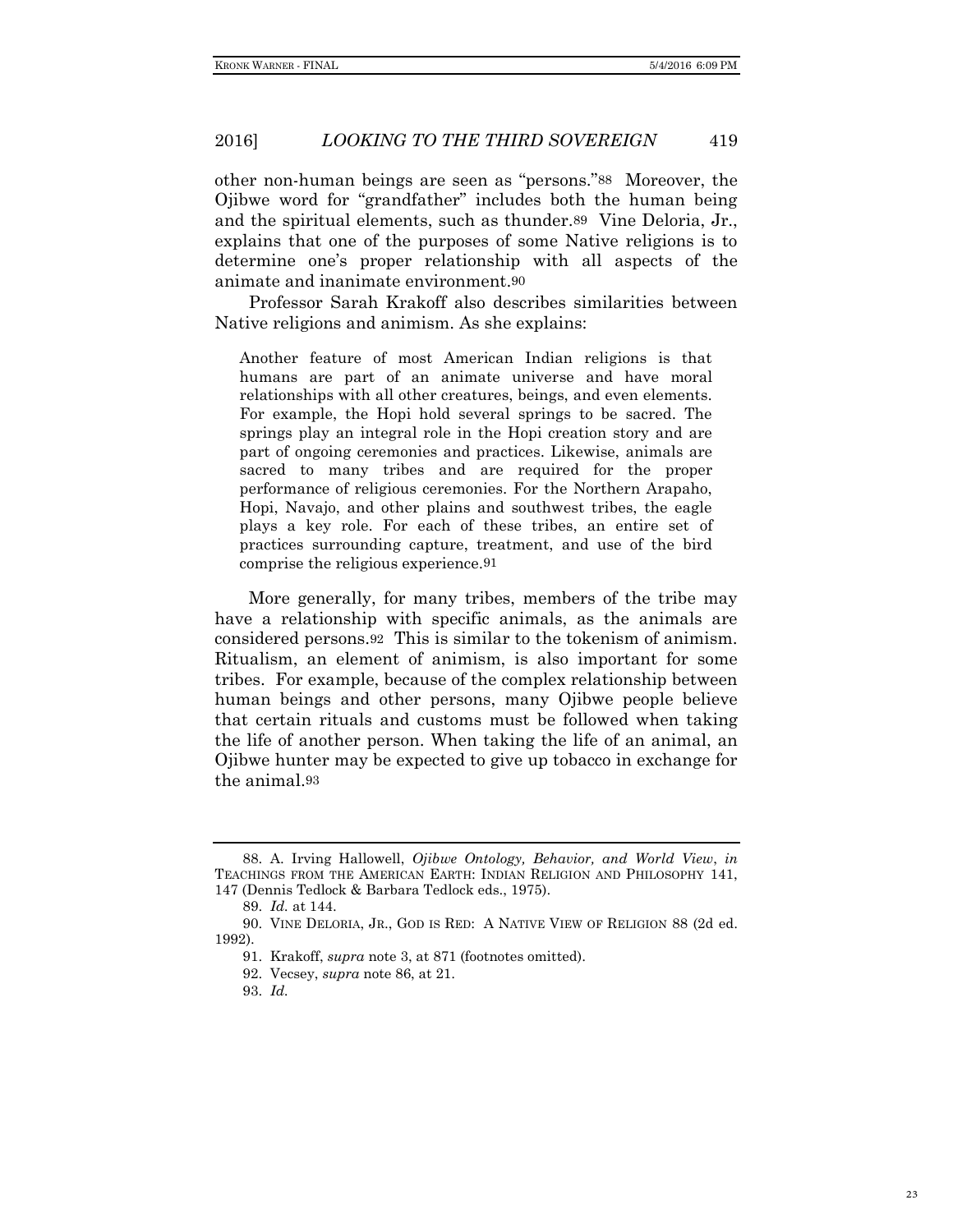other non-human beings are seen as "persons."[88] Moreover, the Ojibwe word for "grandfather" includes both the human being and the spiritual elements, such as thunder.[89] Vine Deloria, Jr., explains that one of the purposes of some Native religions is to determine one's proper relationship with all aspects of the animate and inanimate environment.[90]

Professor Sarah Krakoff also describes similarities between Native religions and animism. As she explains:

> Another feature of most American Indian religions is that humans are part of an animate universe and have moral relationships with all other creatures, beings, and even elements. For example, the Hopi hold several springs to be sacred. The springs play an integral role in the Hopi creation story and are part of ongoing ceremonies and practices. Likewise, animals are sacred to many tribes and are required for the proper performance of religious ceremonies. For the Northern Arapaho, Hopi, Navajo, and other plains and southwest tribes, the eagle plays a key role. For each of these tribes, an entire set of practices surrounding capture, treatment, and use of the bird comprise the religious experience.[91]

More generally, for many tribes, members of the tribe may have a relationship with specific animals, as the animals are considered persons.[92] This is similar to the tokenism of animism. Ritualism, an element of animism, is also important for some tribes. For example, because of the complex relationship between human beings and other persons, many Ojibwe people believe that certain rituals and customs must be followed when taking the life of another person. When taking the life of an animal, an Ojibwe hunter may be expected to give up tobacco in exchange for the animal.[93]

---

88. A. Irving Hallowell, *Ojibwe Ontology, Behavior, and World View*, *in* TEACHINGS FROM THE AMERICAN EARTH: INDIAN RELIGION AND PHILOSOPHY 141, 147 (Dennis Tedlock & Barbara Tedlock eds., 1975).

89. *Id.* at 144.

90. VINE DELORIA, JR., GOD IS RED: A NATIVE VIEW OF RELIGION 88 (2d ed. 1992).

91. Krakoff, *supra* note 3, at 871 (footnotes omitted).

92. Vecsey, *supra* note 86, at 21.

93. *Id.*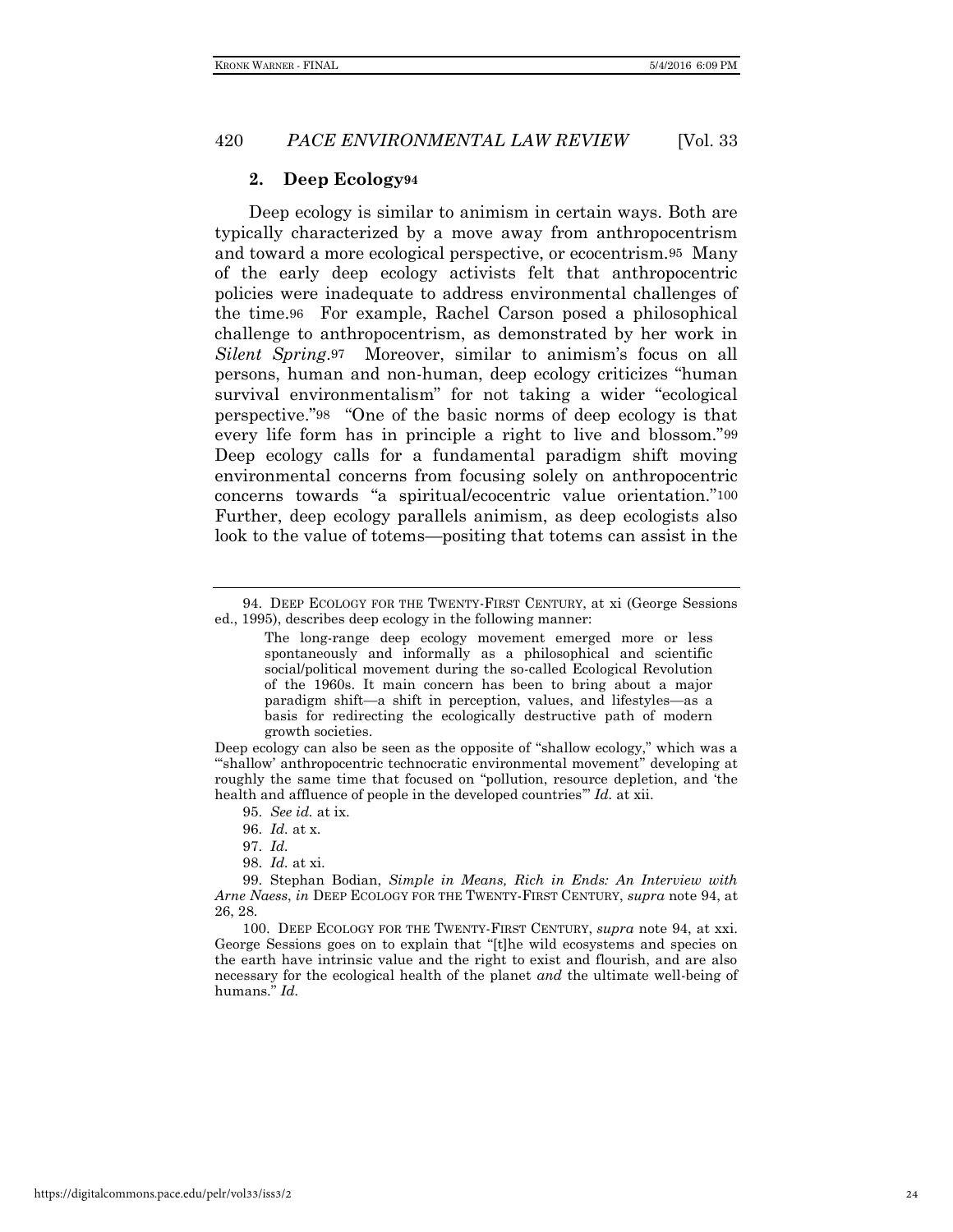### 2. Deep Ecology[94]

Deep ecology is similar to animism in certain ways. Both are typically characterized by a move away from anthropocentrism and toward a more ecological perspective, or ecocentrism.[95] Many of the early deep ecology activists felt that anthropocentric policies were inadequate to address environmental challenges of the time.[96] For example, Rachel Carson posed a philosophical challenge to anthropocentrism, as demonstrated by her work in *Silent Spring*.[97] Moreover, similar to animism's focus on all persons, human and non-human, deep ecology criticizes "human survival environmentalism" for not taking a wider "ecological perspective."[98] "One of the basic norms of deep ecology is that every life form has in principle a right to live and blossom."[99] Deep ecology calls for a fundamental paradigm shift moving environmental concerns from focusing solely on anthropocentric concerns towards "a spiritual/ecocentric value orientation."[100] Further, deep ecology parallels animism, as deep ecologists also look to the value of totems—positing that totems can assist in the

---

94. DEEP ECOLOGY FOR THE TWENTY-FIRST CENTURY, at xi (George Sessions ed., 1995), describes deep ecology in the following manner:

> The long-range deep ecology movement emerged more or less spontaneously and informally as a philosophical and scientific social/political movement during the so-called Ecological Revolution of the 1960s. It main concern has been to bring about a major paradigm shift—a shift in perception, values, and lifestyles—as a basis for redirecting the ecologically destructive path of modern growth societies.

Deep ecology can also be seen as the opposite of "shallow ecology," which was a "'shallow' anthropocentric technocratic environmental movement" developing at roughly the same time that focused on "pollution, resource depletion, and 'the health and affluence of people in the developed countries'" *Id.* at xii.

95. *See id.* at ix.

96. *Id.* at x.

97. *Id.*

98. *Id.* at xi.

99. Stephan Bodian, *Simple in Means, Rich in Ends: An Interview with Arne Naess*, *in* DEEP ECOLOGY FOR THE TWENTY-FIRST CENTURY, *supra* note 94, at 26, 28.

100. DEEP ECOLOGY FOR THE TWENTY-FIRST CENTURY, *supra* note 94, at xxi. George Sessions goes on to explain that "[t]he wild ecosystems and species on the earth have intrinsic value and the right to exist and flourish, and are also necessary for the ecological health of the planet *and* the ultimate well-being of humans." *Id.*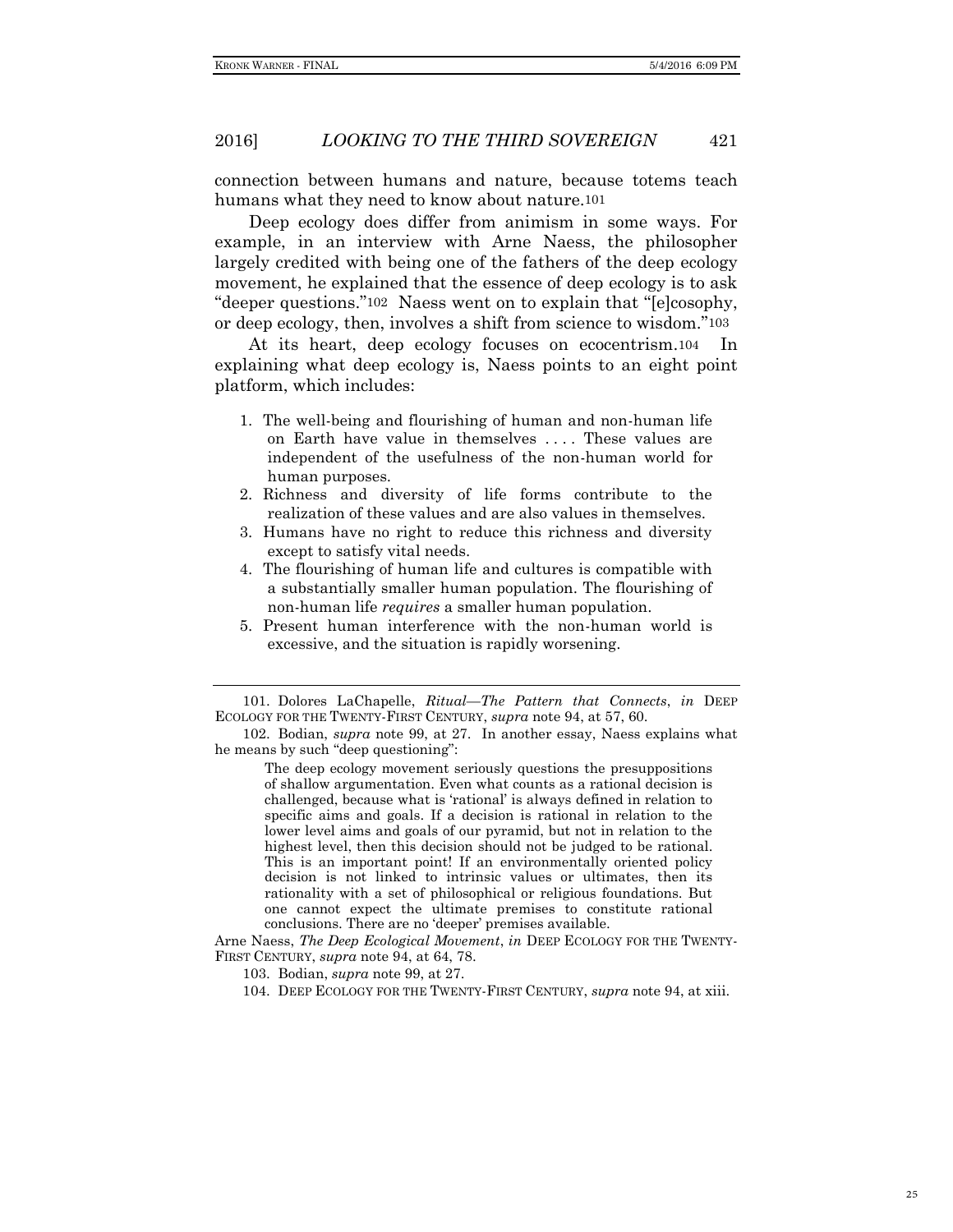connection between humans and nature, because totems teach humans what they need to know about nature.[101]

Deep ecology does differ from animism in some ways. For example, in an interview with Arne Naess, the philosopher largely credited with being one of the fathers of the deep ecology movement, he explained that the essence of deep ecology is to ask "deeper questions."[102] Naess went on to explain that "[e]cosophy, or deep ecology, then, involves a shift from science to wisdom."[103]

At its heart, deep ecology focuses on ecocentrism.[104] In explaining what deep ecology is, Naess points to an eight point platform, which includes:

1. The well-being and flourishing of human and non-human life on Earth have value in themselves . . . . These values are independent of the usefulness of the non-human world for human purposes.
2. Richness and diversity of life forms contribute to the realization of these values and are also values in themselves.
3. Humans have no right to reduce this richness and diversity except to satisfy vital needs.
4. The flourishing of human life and cultures is compatible with a substantially smaller human population. The flourishing of non-human life *requires* a smaller human population.
5. Present human interference with the non-human world is excessive, and the situation is rapidly worsening.

---

101. Dolores LaChapelle, *Ritual—The Pattern that Connects*, *in* DEEP ECOLOGY FOR THE TWENTY-FIRST CENTURY, *supra* note 94, at 57, 60.

102. Bodian, *supra* note 99, at 27. In another essay, Naess explains what he means by such "deep questioning":

> The deep ecology movement seriously questions the presuppositions of shallow argumentation. Even what counts as a rational decision is challenged, because what is 'rational' is always defined in relation to specific aims and goals. If a decision is rational in relation to the lower level aims and goals of our pyramid, but not in relation to the highest level, then this decision should not be judged to be rational. This is an important point! If an environmentally oriented policy decision is not linked to intrinsic values or ultimates, then its rationality with a set of philosophical or religious foundations. But one cannot expect the ultimate premises to constitute rational conclusions. There are no 'deeper' premises available.

Arne Naess, *The Deep Ecological Movement*, *in* DEEP ECOLOGY FOR THE TWENTY-FIRST CENTURY, *supra* note 94, at 64, 78.

103. Bodian, *supra* note 99, at 27.

104. DEEP ECOLOGY FOR THE TWENTY-FIRST CENTURY, *supra* note 94, at xiii.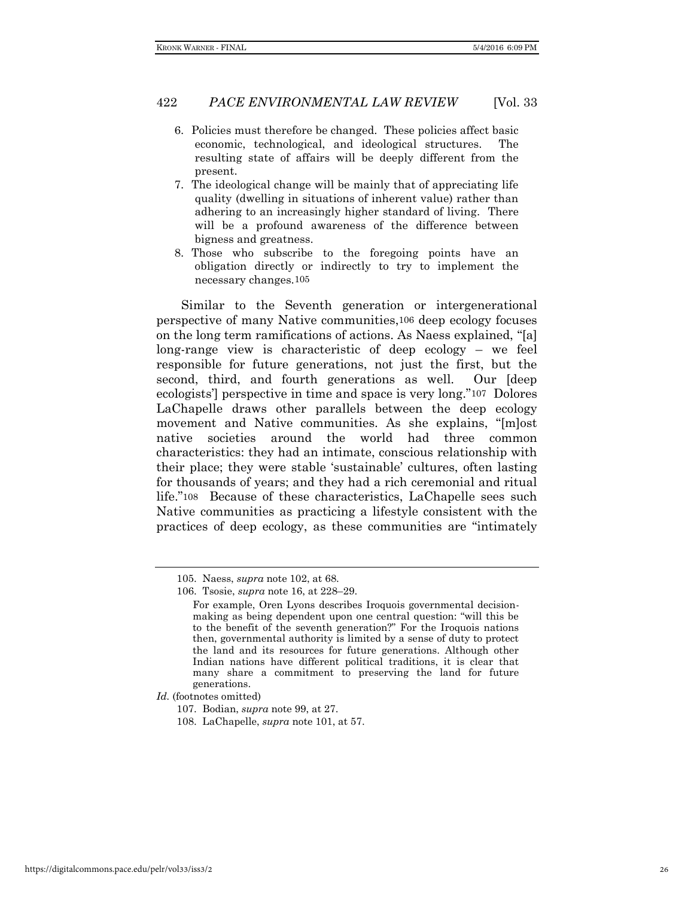6. Policies must therefore be changed. These policies affect basic economic, technological, and ideological structures. The resulting state of affairs will be deeply different from the present.
7. The ideological change will be mainly that of appreciating life quality (dwelling in situations of inherent value) rather than adhering to an increasingly higher standard of living. There will be a profound awareness of the difference between bigness and greatness.
8. Those who subscribe to the foregoing points have an obligation directly or indirectly to try to implement the necessary changes.[105]

Similar to the Seventh generation or intergenerational perspective of many Native communities,[106] deep ecology focuses on the long term ramifications of actions. As Naess explained, "[a] long-range view is characteristic of deep ecology – we feel responsible for future generations, not just the first, but the second, third, and fourth generations as well. Our [deep ecologists'] perspective in time and space is very long."[107] Dolores LaChapelle draws other parallels between the deep ecology movement and Native communities. As she explains, "[m]ost native societies around the world had three common characteristics: they had an intimate, conscious relationship with their place; they were stable 'sustainable' cultures, often lasting for thousands of years; and they had a rich ceremonial and ritual life."[108] Because of these characteristics, LaChapelle sees such Native communities as practicing a lifestyle consistent with the practices of deep ecology, as these communities are "intimately

---

105. Naess, *supra* note 102, at 68.

106. Tsosie, *supra* note 16, at 228–29.

> For example, Oren Lyons describes Iroquois governmental decision-making as being dependent upon one central question: "will this be to the benefit of the seventh generation?" For the Iroquois nations then, governmental authority is limited by a sense of duty to protect the land and its resources for future generations. Although other Indian nations have different political traditions, it is clear that many share a commitment to preserving the land for future generations.

*Id.* (footnotes omitted)

107. Bodian, *supra* note 99, at 27.

108. LaChapelle, *supra* note 101, at 57.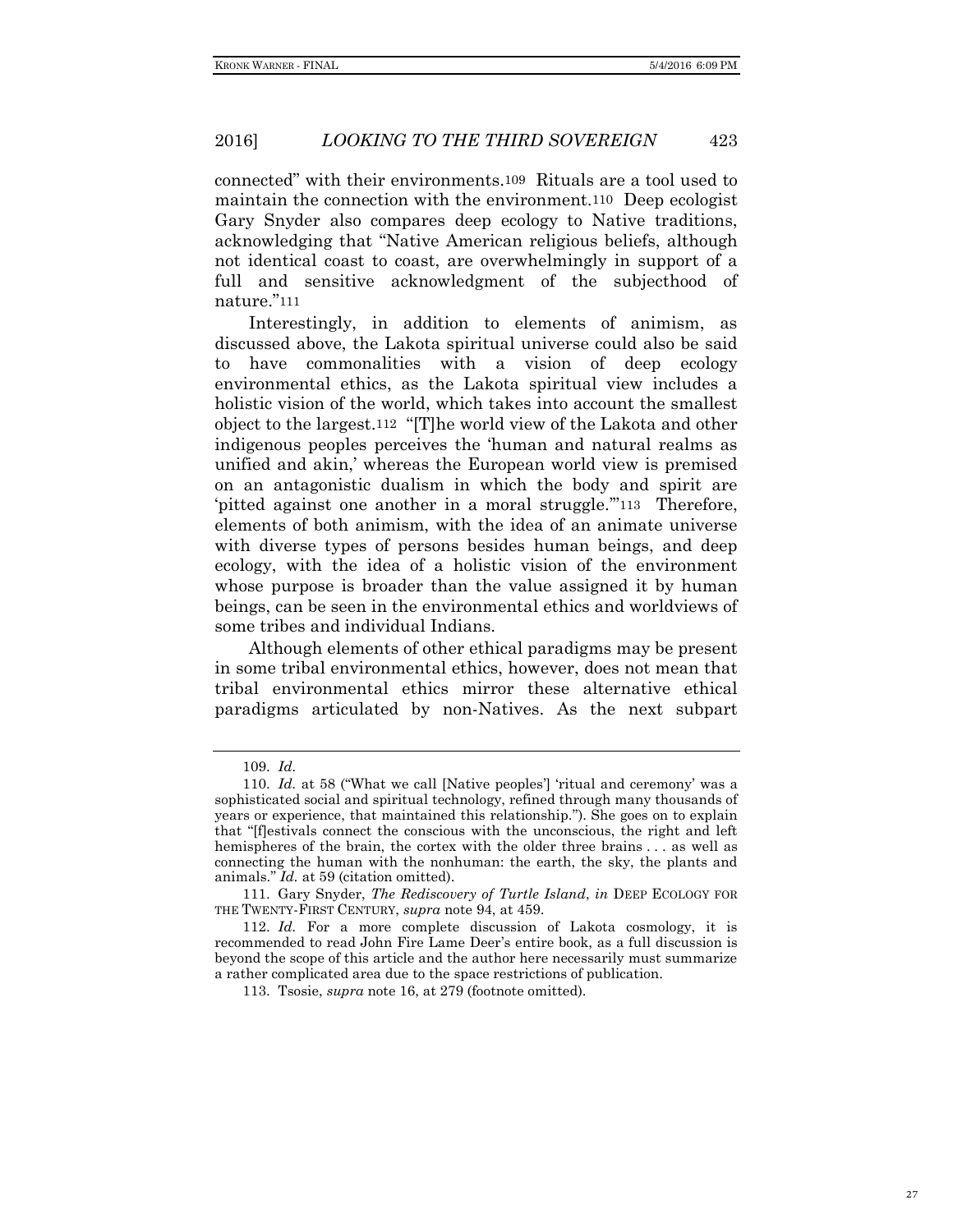connected" with their environments.[109] Rituals are a tool used to maintain the connection with the environment.[110] Deep ecologist Gary Snyder also compares deep ecology to Native traditions, acknowledging that "Native American religious beliefs, although not identical coast to coast, are overwhelmingly in support of a full and sensitive acknowledgment of the subjecthood of nature."[111]

Interestingly, in addition to elements of animism, as discussed above, the Lakota spiritual universe could also be said to have commonalities with a vision of deep ecology environmental ethics, as the Lakota spiritual view includes a holistic vision of the world, which takes into account the smallest object to the largest.[112] "[T]he world view of the Lakota and other indigenous peoples perceives the 'human and natural realms as unified and akin,' whereas the European world view is premised on an antagonistic dualism in which the body and spirit are 'pitted against one another in a moral struggle.'"[113] Therefore, elements of both animism, with the idea of an animate universe with diverse types of persons besides human beings, and deep ecology, with the idea of a holistic vision of the environment whose purpose is broader than the value assigned it by human beings, can be seen in the environmental ethics and worldviews of some tribes and individual Indians.

Although elements of other ethical paradigms may be present in some tribal environmental ethics, however, does not mean that tribal environmental ethics mirror these alternative ethical paradigms articulated by non-Natives. As the next subpart

---

109. *Id.*

110. *Id.* at 58 ("What we call [Native peoples'] 'ritual and ceremony' was a sophisticated social and spiritual technology, refined through many thousands of years or experience, that maintained this relationship."). She goes on to explain that "[f]estivals connect the conscious with the unconscious, the right and left hemispheres of the brain, the cortex with the older three brains . . . as well as connecting the human with the nonhuman: the earth, the sky, the plants and animals." *Id.* at 59 (citation omitted).

111. Gary Snyder, *The Rediscovery of Turtle Island*, *in* DEEP ECOLOGY FOR THE TWENTY-FIRST CENTURY, *supra* note 94, at 459.

112. *Id.* For a more complete discussion of Lakota cosmology, it is recommended to read John Fire Lame Deer's entire book, as a full discussion is beyond the scope of this article and the author here necessarily must summarize a rather complicated area due to the space restrictions of publication.

113. Tsosie, *supra* note 16, at 279 (footnote omitted).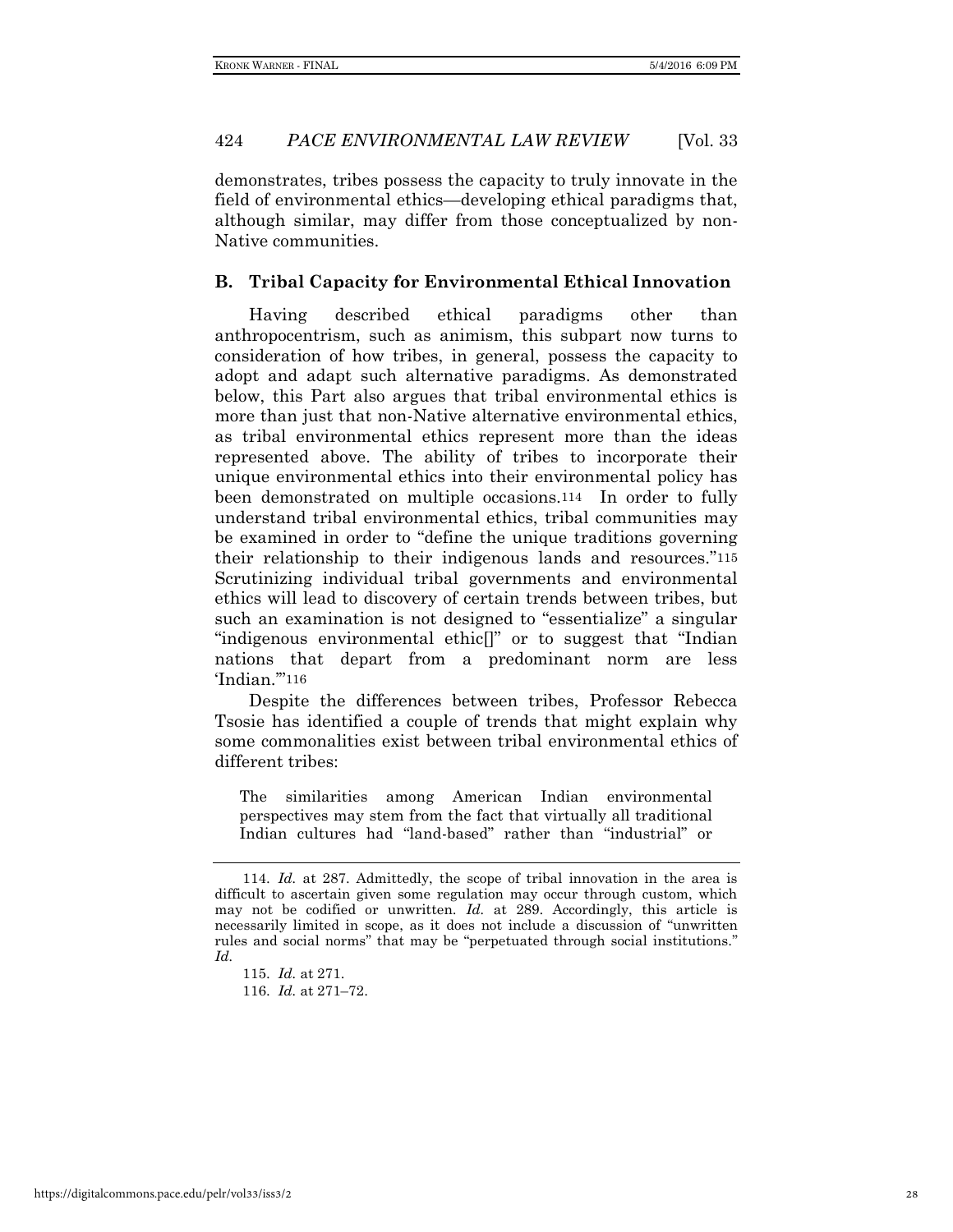demonstrates, tribes possess the capacity to truly innovate in the field of environmental ethics—developing ethical paradigms that, although similar, may differ from those conceptualized by non-Native communities.

### B. Tribal Capacity for Environmental Ethical Innovation

Having described ethical paradigms other than anthropocentrism, such as animism, this subpart now turns to consideration of how tribes, in general, possess the capacity to adopt and adapt such alternative paradigms. As demonstrated below, this Part also argues that tribal environmental ethics is more than just that non-Native alternative environmental ethics, as tribal environmental ethics represent more than the ideas represented above. The ability of tribes to incorporate their unique environmental ethics into their environmental policy has been demonstrated on multiple occasions.[114] In order to fully understand tribal environmental ethics, tribal communities may be examined in order to "define the unique traditions governing their relationship to their indigenous lands and resources."[115] Scrutinizing individual tribal governments and environmental ethics will lead to discovery of certain trends between tribes, but such an examination is not designed to "essentialize" a singular "indigenous environmental ethic[]" or to suggest that "Indian nations that depart from a predominant norm are less 'Indian.'"[116]

Despite the differences between tribes, Professor Rebecca Tsosie has identified a couple of trends that might explain why some commonalities exist between tribal environmental ethics of different tribes:

> The similarities among American Indian environmental perspectives may stem from the fact that virtually all traditional Indian cultures had "land-based" rather than "industrial" or

---

114. *Id.* at 287. Admittedly, the scope of tribal innovation in the area is difficult to ascertain given some regulation may occur through custom, which may not be codified or unwritten. *Id.* at 289. Accordingly, this article is necessarily limited in scope, as it does not include a discussion of "unwritten rules and social norms" that may be "perpetuated through social institutions." *Id.*

115. *Id.* at 271.

116. *Id.* at 271–72.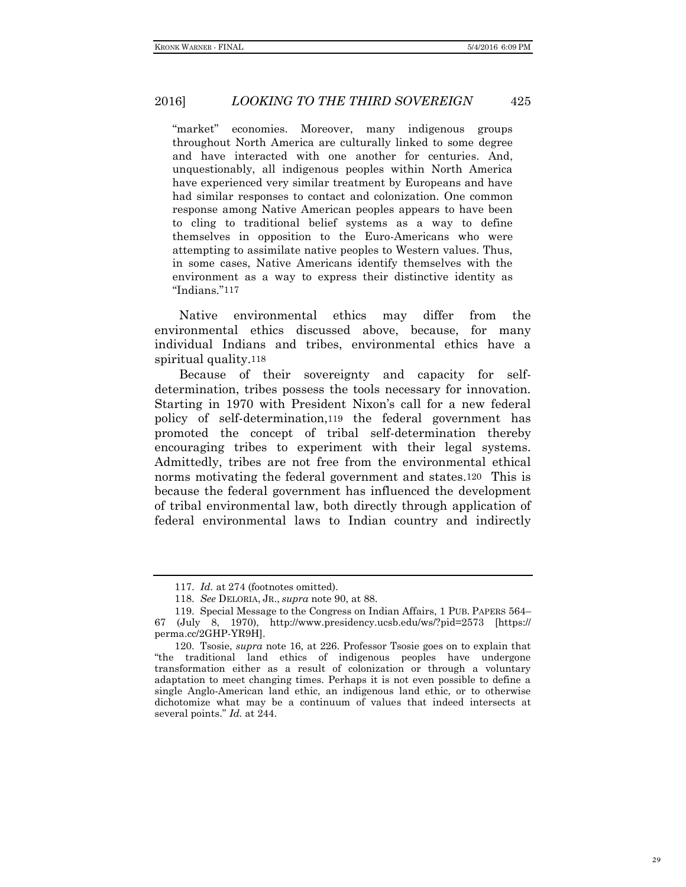> "market" economies. Moreover, many indigenous groups throughout North America are culturally linked to some degree and have interacted with one another for centuries. And, unquestionably, all indigenous peoples within North America have experienced very similar treatment by Europeans and have had similar responses to contact and colonization. One common response among Native American peoples appears to have been to cling to traditional belief systems as a way to define themselves in opposition to the Euro-Americans who were attempting to assimilate native peoples to Western values. Thus, in some cases, Native Americans identify themselves with the environment as a way to express their distinctive identity as "Indians."[117]

Native environmental ethics may differ from the environmental ethics discussed above, because, for many individual Indians and tribes, environmental ethics have a spiritual quality.[118]

Because of their sovereignty and capacity for self-determination, tribes possess the tools necessary for innovation. Starting in 1970 with President Nixon's call for a new federal policy of self-determination,[119] the federal government has promoted the concept of tribal self-determination thereby encouraging tribes to experiment with their legal systems. Admittedly, tribes are not free from the environmental ethical norms motivating the federal government and states.[120] This is because the federal government has influenced the development of tribal environmental law, both directly through application of federal environmental laws to Indian country and indirectly

---

117. *Id.* at 274 (footnotes omitted).

118. *See* DELORIA, JR., *supra* note 90, at 88.

119. Special Message to the Congress on Indian Affairs, 1 PUB. PAPERS 564–67 (July 8, 1970), http://www.presidency.ucsb.edu/ws/?pid=2573 [https://perma.cc/2GHP-YR9H].

120. Tsosie, *supra* note 16, at 226. Professor Tsosie goes on to explain that "the traditional land ethics of indigenous peoples have undergone transformation either as a result of colonization or through a voluntary adaptation to meet changing times. Perhaps it is not even possible to define a single Anglo-American land ethic, an indigenous land ethic, or to otherwise dichotomize what may be a continuum of values that indeed intersects at several points." *Id.* at 244.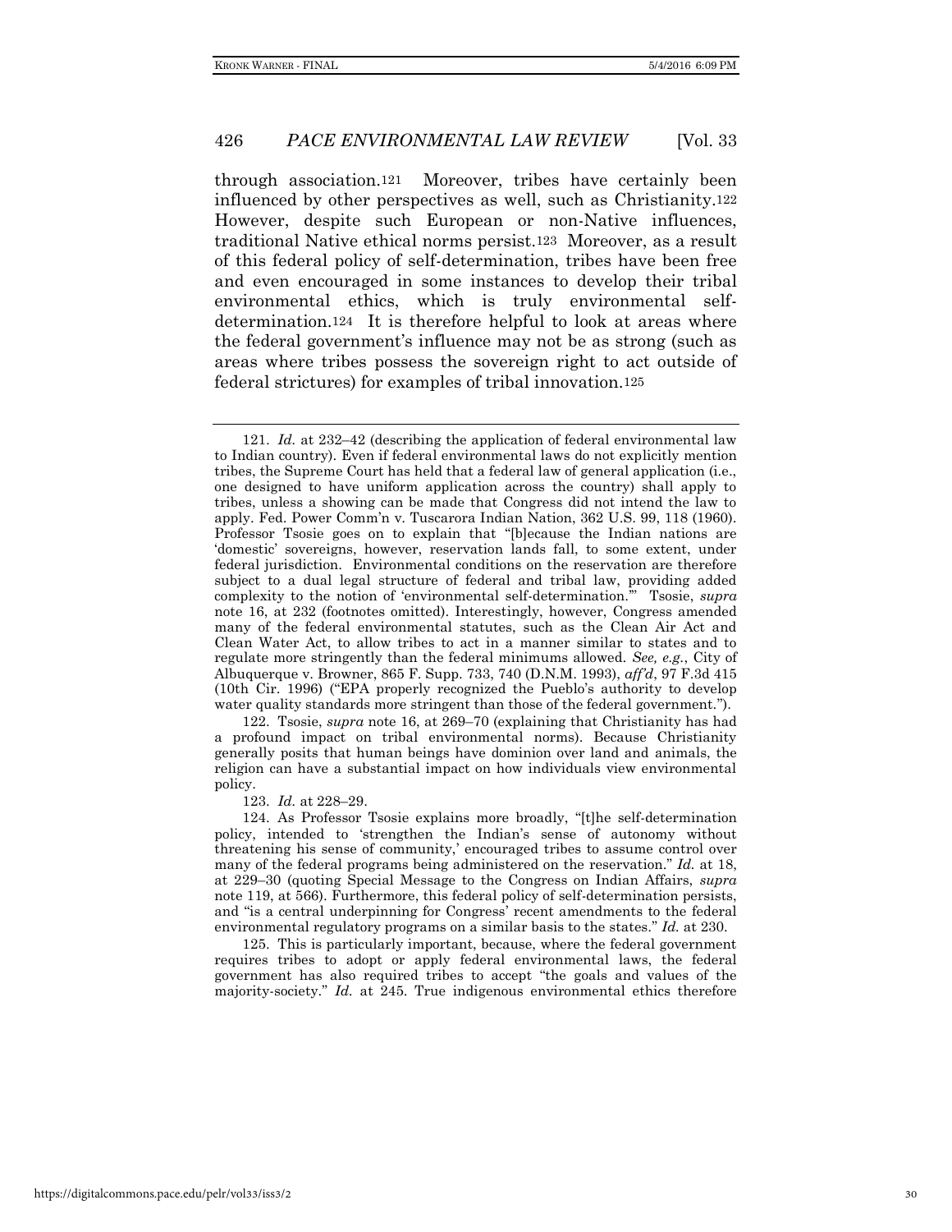through association.[121] Moreover, tribes have certainly been influenced by other perspectives as well, such as Christianity.[122] However, despite such European or non-Native influences, traditional Native ethical norms persist.[123] Moreover, as a result of this federal policy of self-determination, tribes have been free and even encouraged in some instances to develop their tribal environmental ethics, which is truly environmental self-determination.[124] It is therefore helpful to look at areas where the federal government's influence may not be as strong (such as areas where tribes possess the sovereign right to act outside of federal strictures) for examples of tribal innovation.[125]

---

121. *Id.* at 232–42 (describing the application of federal environmental law to Indian country). Even if federal environmental laws do not explicitly mention tribes, the Supreme Court has held that a federal law of general application (i.e., one designed to have uniform application across the country) shall apply to tribes, unless a showing can be made that Congress did not intend the law to apply. Fed. Power Comm'n v. Tuscarora Indian Nation, 362 U.S. 99, 118 (1960). Professor Tsosie goes on to explain that "[b]ecause the Indian nations are 'domestic' sovereigns, however, reservation lands fall, to some extent, under federal jurisdiction. Environmental conditions on the reservation are therefore subject to a dual legal structure of federal and tribal law, providing added complexity to the notion of 'environmental self-determination.'" Tsosie, *supra* note 16, at 232 (footnotes omitted). Interestingly, however, Congress amended many of the federal environmental statutes, such as the Clean Air Act and Clean Water Act, to allow tribes to act in a manner similar to states and to regulate more stringently than the federal minimums allowed. *See, e.g.*, City of Albuquerque v. Browner, 865 F. Supp. 733, 740 (D.N.M. 1993), *aff'd*, 97 F.3d 415 (10th Cir. 1996) ("EPA properly recognized the Pueblo's authority to develop water quality standards more stringent than those of the federal government.").

122. Tsosie, *supra* note 16, at 269–70 (explaining that Christianity has had a profound impact on tribal environmental norms). Because Christianity generally posits that human beings have dominion over land and animals, the religion can have a substantial impact on how individuals view environmental policy.

123. *Id.* at 228–29.

124. As Professor Tsosie explains more broadly, "[t]he self-determination policy, intended to 'strengthen the Indian's sense of autonomy without threatening his sense of community,' encouraged tribes to assume control over many of the federal programs being administered on the reservation." *Id.* at 18, at 229–30 (quoting Special Message to the Congress on Indian Affairs, *supra* note 119, at 566). Furthermore, this federal policy of self-determination persists, and "is a central underpinning for Congress' recent amendments to the federal environmental regulatory programs on a similar basis to the states." *Id.* at 230.

125. This is particularly important, because, where the federal government requires tribes to adopt or apply federal environmental laws, the federal government has also required tribes to accept "the goals and values of the majority-society." *Id.* at 245. True indigenous environmental ethics therefore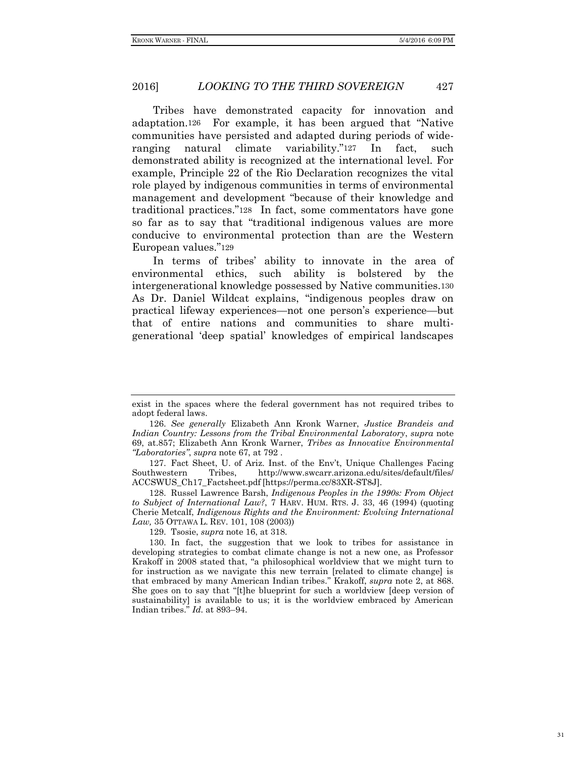Tribes have demonstrated capacity for innovation and adaptation.[126] For example, it has been argued that "Native communities have persisted and adapted during periods of wide-ranging natural climate variability."[127] In fact, such demonstrated ability is recognized at the international level. For example, Principle 22 of the Rio Declaration recognizes the vital role played by indigenous communities in terms of environmental management and development "because of their knowledge and traditional practices."[128] In fact, some commentators have gone so far as to say that "traditional indigenous values are more conducive to environmental protection than are the Western European values."[129]

In terms of tribes' ability to innovate in the area of environmental ethics, such ability is bolstered by the intergenerational knowledge possessed by Native communities.[130] As Dr. Daniel Wildcat explains, "indigenous peoples draw on practical lifeway experiences—not one person's experience—but that of entire nations and communities to share multi-generational 'deep spatial' knowledges of empirical landscapes

---

exist in the spaces where the federal government has not required tribes to adopt federal laws.

126. *See generally* Elizabeth Ann Kronk Warner, *Justice Brandeis and Indian Country: Lessons from the Tribal Environmental Laboratory*, *supra* note 69, at.857; Elizabeth Ann Kronk Warner, *Tribes as Innovative Environmental "Laboratories"*, *supra* note 67, at 792 .

127. Fact Sheet, U. of Ariz. Inst. of the Env't, Unique Challenges Facing Southwestern Tribes, http://www.swcarr.arizona.edu/sites/default/files/ACCSWUS_Ch17_Factsheet.pdf [https://perma.cc/83XR-ST8J].

128. Russel Lawrence Barsh, *Indigenous Peoples in the 1990s: From Object to Subject of International Law?*, 7 HARV. HUM. RTS. J. 33, 46 (1994) (quoting Cherie Metcalf, *Indigenous Rights and the Environment: Evolving International Law,* 35 OTTAWA L. REV. 101, 108 (2003))

129. Tsosie, *supra* note 16, at 318.

130. In fact, the suggestion that we look to tribes for assistance in developing strategies to combat climate change is not a new one, as Professor Krakoff in 2008 stated that, "a philosophical worldview that we might turn to for instruction as we navigate this new terrain [related to climate change] is that embraced by many American Indian tribes." Krakoff, *supra* note 2, at 868. She goes on to say that "[t]he blueprint for such a worldview [deep version of sustainability] is available to us; it is the worldview embraced by American Indian tribes." *Id.* at 893–94.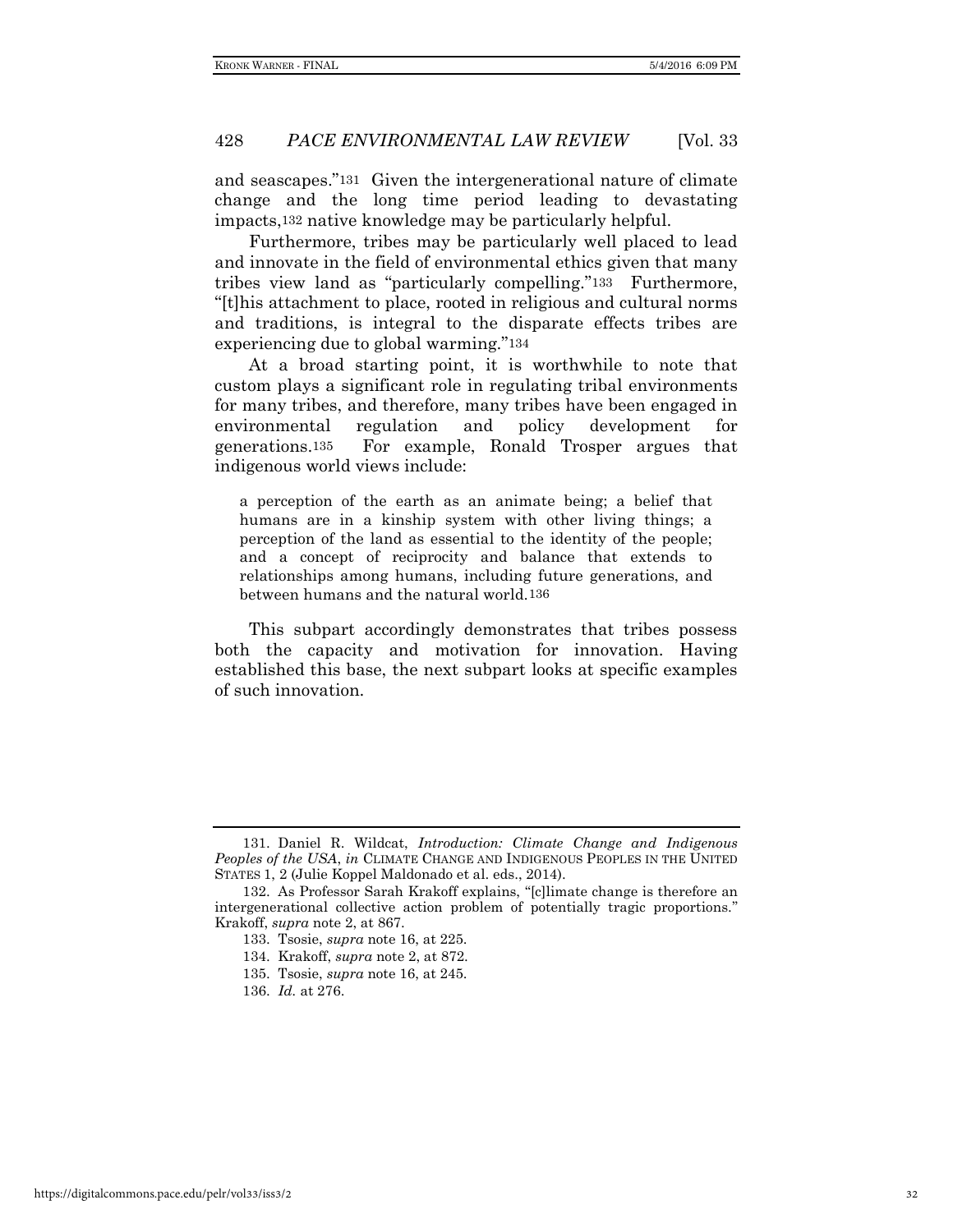and seascapes."[131] Given the intergenerational nature of climate change and the long time period leading to devastating impacts,[132] native knowledge may be particularly helpful.

Furthermore, tribes may be particularly well placed to lead and innovate in the field of environmental ethics given that many tribes view land as "particularly compelling."[133] Furthermore, "[t]his attachment to place, rooted in religious and cultural norms and traditions, is integral to the disparate effects tribes are experiencing due to global warming."[134]

At a broad starting point, it is worthwhile to note that custom plays a significant role in regulating tribal environments for many tribes, and therefore, many tribes have been engaged in environmental regulation and policy development for generations.[135] For example, Ronald Trosper argues that indigenous world views include:

> a perception of the earth as an animate being; a belief that humans are in a kinship system with other living things; a perception of the land as essential to the identity of the people; and a concept of reciprocity and balance that extends to relationships among humans, including future generations, and between humans and the natural world.[136]

This subpart accordingly demonstrates that tribes possess both the capacity and motivation for innovation. Having established this base, the next subpart looks at specific examples of such innovation.

---

131. Daniel R. Wildcat, *Introduction: Climate Change and Indigenous Peoples of the USA*, *in* CLIMATE CHANGE AND INDIGENOUS PEOPLES IN THE UNITED STATES 1, 2 (Julie Koppel Maldonado et al. eds., 2014).

132. As Professor Sarah Krakoff explains, "[c]limate change is therefore an intergenerational collective action problem of potentially tragic proportions." Krakoff, *supra* note 2, at 867.

133. Tsosie, *supra* note 16, at 225.

134. Krakoff, *supra* note 2, at 872.

135. Tsosie, *supra* note 16, at 245.

136. *Id.* at 276.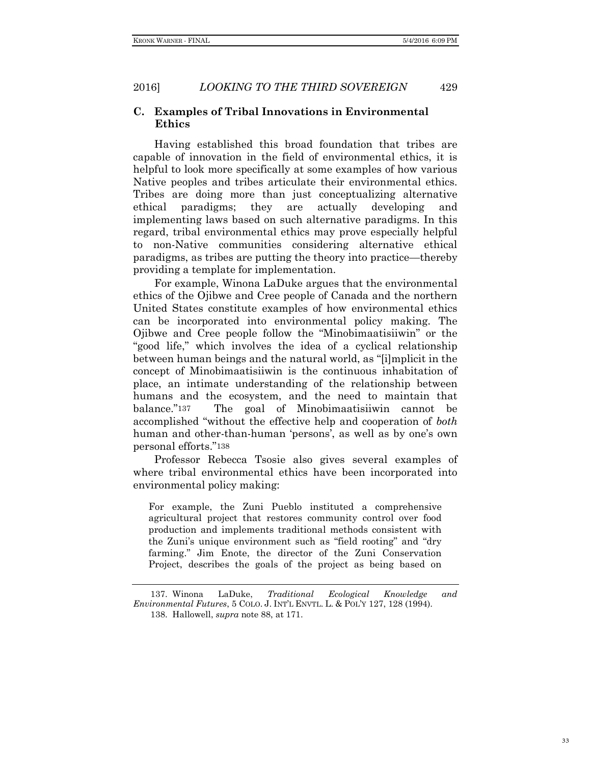### C. Examples of Tribal Innovations in Environmental Ethics

Having established this broad foundation that tribes are capable of innovation in the field of environmental ethics, it is helpful to look more specifically at some examples of how various Native peoples and tribes articulate their environmental ethics. Tribes are doing more than just conceptualizing alternative ethical paradigms; they are actually developing and implementing laws based on such alternative paradigms. In this regard, tribal environmental ethics may prove especially helpful to non-Native communities considering alternative ethical paradigms, as tribes are putting the theory into practice—thereby providing a template for implementation.

For example, Winona LaDuke argues that the environmental ethics of the Ojibwe and Cree people of Canada and the northern United States constitute examples of how environmental ethics can be incorporated into environmental policy making. The Ojibwe and Cree people follow the "Minobimaatisiiwin" or the "good life," which involves the idea of a cyclical relationship between human beings and the natural world, as "[i]mplicit in the concept of Minobimaatisiiwin is the continuous inhabitation of place, an intimate understanding of the relationship between humans and the ecosystem, and the need to maintain that balance."[137] The goal of Minobimaatisiiwin cannot be accomplished "without the effective help and cooperation of *both* human and other-than-human 'persons', as well as by one's own personal efforts."[138]

Professor Rebecca Tsosie also gives several examples of where tribal environmental ethics have been incorporated into environmental policy making:

> For example, the Zuni Pueblo instituted a comprehensive agricultural project that restores community control over food production and implements traditional methods consistent with the Zuni's unique environment such as "field rooting" and "dry farming." Jim Enote, the director of the Zuni Conservation Project, describes the goals of the project as being based on

---

137. Winona LaDuke, *Traditional Ecological Knowledge and Environmental Futures*, 5 COLO. J. INT'L ENVTL. L. & POL'Y 127, 128 (1994).

138. Hallowell, *supra* note 88, at 171.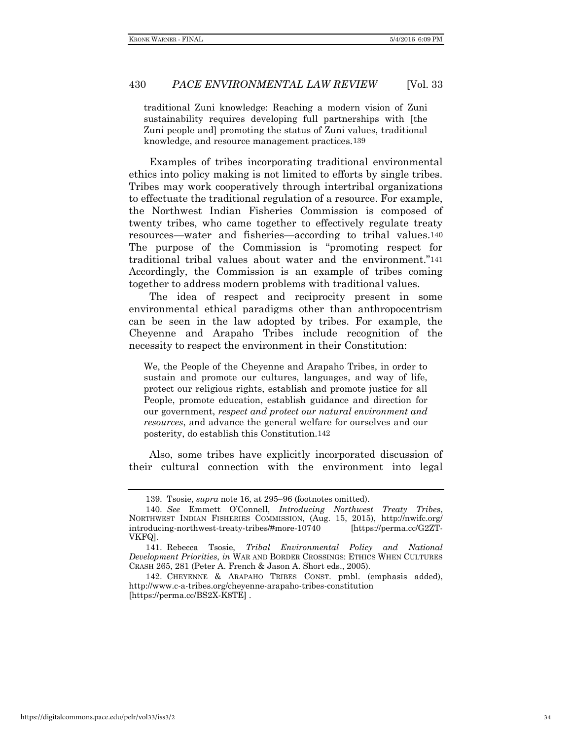traditional Zuni knowledge: Reaching a modern vision of Zuni sustainability requires developing full partnerships with [the Zuni people and] promoting the status of Zuni values, traditional knowledge, and resource management practices.[139]

Examples of tribes incorporating traditional environmental ethics into policy making is not limited to efforts by single tribes. Tribes may work cooperatively through intertribal organizations to effectuate the traditional regulation of a resource. For example, the Northwest Indian Fisheries Commission is composed of twenty tribes, who came together to effectively regulate treaty resources—water and fisheries—according to tribal values.[140] The purpose of the Commission is "promoting respect for traditional tribal values about water and the environment."[141] Accordingly, the Commission is an example of tribes coming together to address modern problems with traditional values.

The idea of respect and reciprocity present in some environmental ethical paradigms other than anthropocentrism can be seen in the law adopted by tribes. For example, the Cheyenne and Arapaho Tribes include recognition of the necessity to respect the environment in their Constitution:

> We, the People of the Cheyenne and Arapaho Tribes, in order to sustain and promote our cultures, languages, and way of life, protect our religious rights, establish and promote justice for all People, promote education, establish guidance and direction for our government, *respect and protect our natural environment and resources*, and advance the general welfare for ourselves and our posterity, do establish this Constitution.[142]

Also, some tribes have explicitly incorporated discussion of their cultural connection with the environment into legal

---

139. Tsosie, *supra* note 16, at 295–96 (footnotes omitted).

140. *See* Emmett O'Connell, *Introducing Northwest Treaty Tribes*, NORTHWEST INDIAN FISHERIES COMMISSION, (Aug. 15, 2015), http://nwifc.org/introducing-northwest-treaty-tribes/#more-10740 [https://perma.cc/G2ZT-VKFQ].

141. Rebecca Tsosie, *Tribal Environmental Policy and National Development Priorities*, *in* WAR AND BORDER CROSSINGS: ETHICS WHEN CULTURES CRASH 265, 281 (Peter A. French & Jason A. Short eds., 2005).

142. CHEYENNE & ARAPAHO TRIBES CONST. pmbl. (emphasis added), http://www.c-a-tribes.org/cheyenne-arapaho-tribes-constitution [https://perma.cc/BS2X-K8TE] .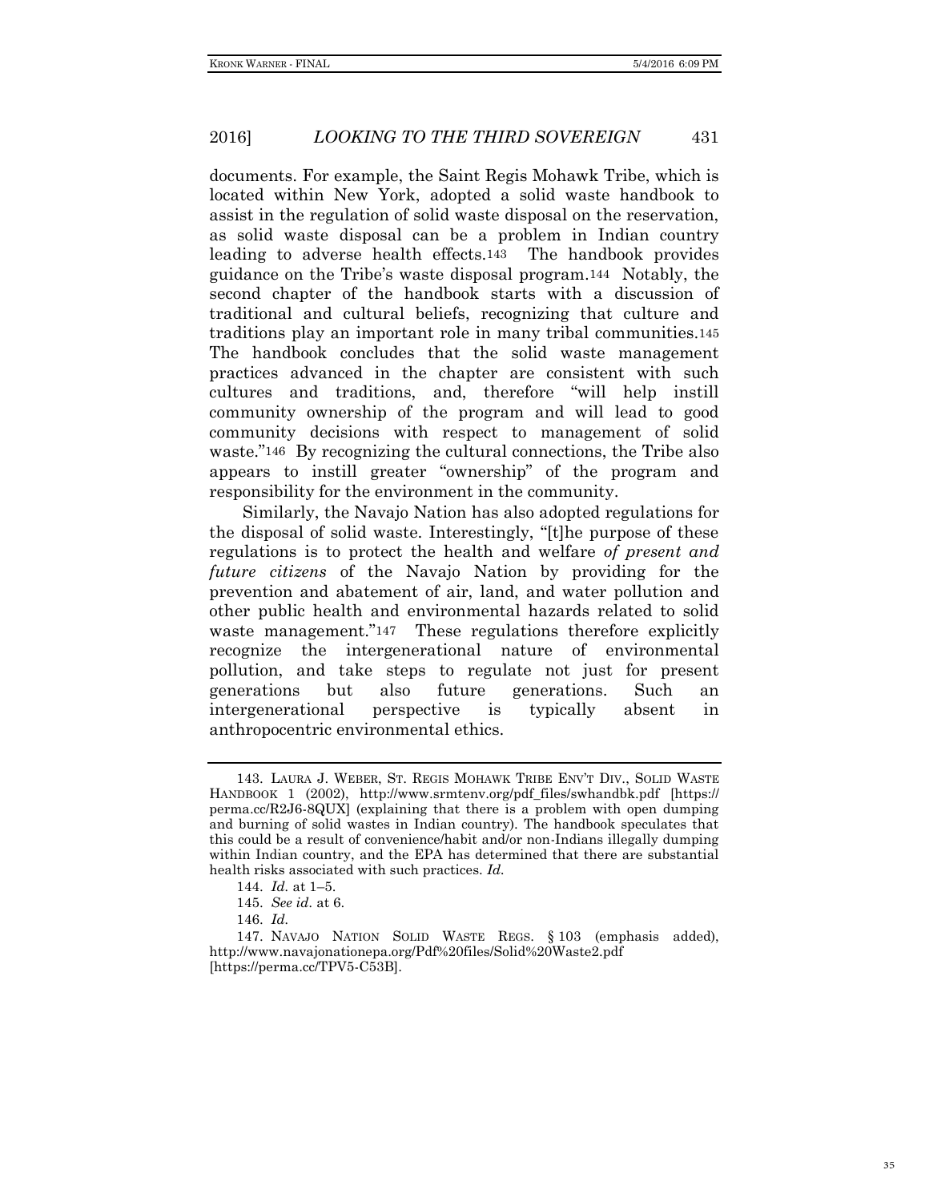documents. For example, the Saint Regis Mohawk Tribe, which is located within New York, adopted a solid waste handbook to assist in the regulation of solid waste disposal on the reservation, as solid waste disposal can be a problem in Indian country leading to adverse health effects.[143] The handbook provides guidance on the Tribe's waste disposal program.[144] Notably, the second chapter of the handbook starts with a discussion of traditional and cultural beliefs, recognizing that culture and traditions play an important role in many tribal communities.[145] The handbook concludes that the solid waste management practices advanced in the chapter are consistent with such cultures and traditions, and, therefore "will help instill community ownership of the program and will lead to good community decisions with respect to management of solid waste."[146] By recognizing the cultural connections, the Tribe also appears to instill greater "ownership" of the program and responsibility for the environment in the community.

Similarly, the Navajo Nation has also adopted regulations for the disposal of solid waste. Interestingly, "[t]he purpose of these regulations is to protect the health and welfare *of present and future citizens* of the Navajo Nation by providing for the prevention and abatement of air, land, and water pollution and other public health and environmental hazards related to solid waste management."[147] These regulations therefore explicitly recognize the intergenerational nature of environmental pollution, and take steps to regulate not just for present generations but also future generations. Such an intergenerational perspective is typically absent in anthropocentric environmental ethics.

---

143. LAURA J. WEBER, ST. REGIS MOHAWK TRIBE ENV'T DIV., SOLID WASTE HANDBOOK 1 (2002), http://www.srmtenv.org/pdf_files/swhandbk.pdf [https://perma.cc/R2J6-8QUX] (explaining that there is a problem with open dumping and burning of solid wastes in Indian country). The handbook speculates that this could be a result of convenience/habit and/or non-Indians illegally dumping within Indian country, and the EPA has determined that there are substantial health risks associated with such practices. *Id.*

144. *Id.* at 1–5.

145. *See id*. at 6.

146. *Id.*

147. NAVAJO NATION SOLID WASTE REGS. § 103 (emphasis added), http://www.navajonationepa.org/Pdf%20files/Solid%20Waste2.pdf [https://perma.cc/TPV5-C53B].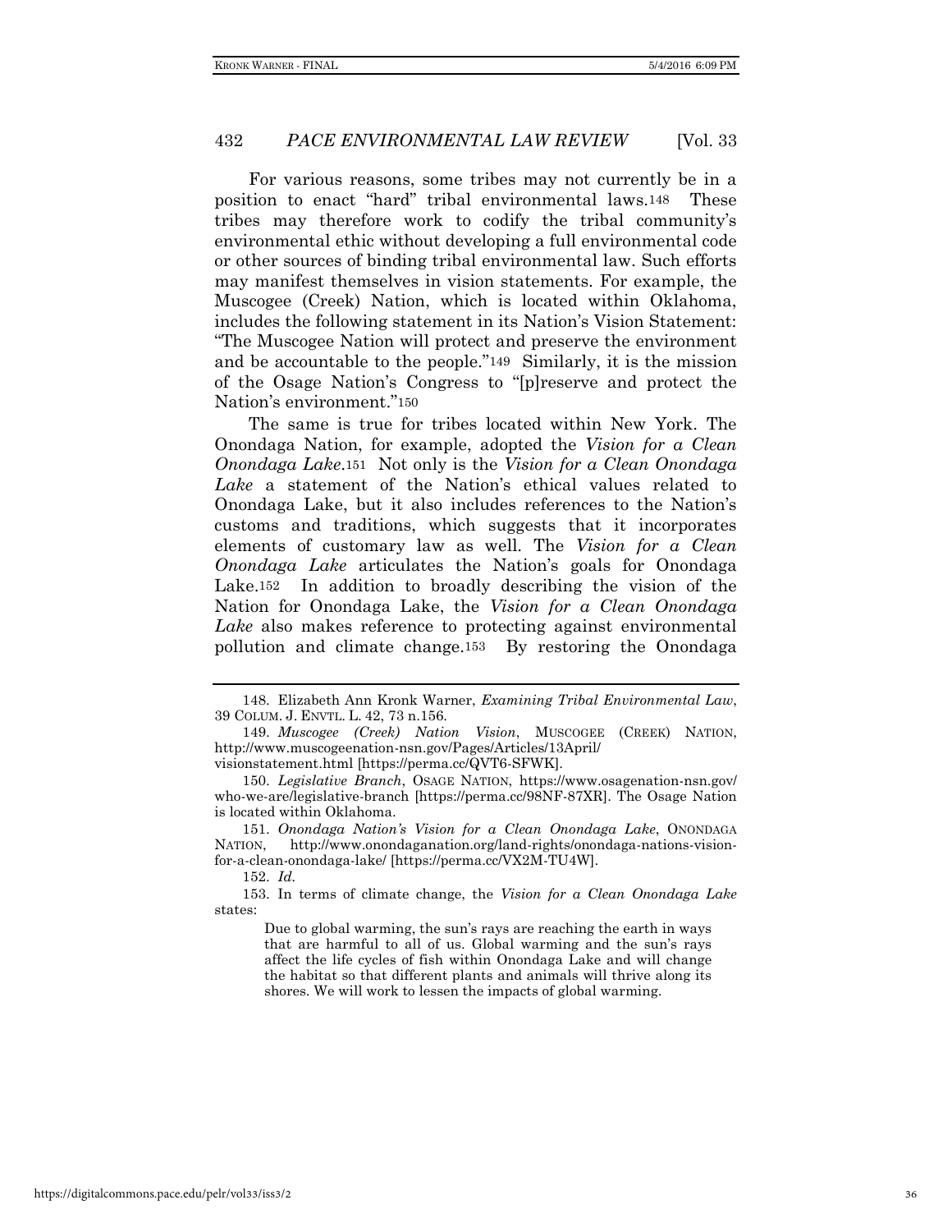For various reasons, some tribes may not currently be in a position to enact "hard" tribal environmental laws.[148] These tribes may therefore work to codify the tribal community's environmental ethic without developing a full environmental code or other sources of binding tribal environmental law. Such efforts may manifest themselves in vision statements. For example, the Muscogee (Creek) Nation, which is located within Oklahoma, includes the following statement in its Nation's Vision Statement: "The Muscogee Nation will protect and preserve the environment and be accountable to the people."[149] Similarly, it is the mission of the Osage Nation's Congress to "[p]reserve and protect the Nation's environment."[150]

The same is true for tribes located within New York. The Onondaga Nation, for example, adopted the *Vision for a Clean Onondaga Lake*.[151] Not only is the *Vision for a Clean Onondaga Lake* a statement of the Nation's ethical values related to Onondaga Lake, but it also includes references to the Nation's customs and traditions, which suggests that it incorporates elements of customary law as well. The *Vision for a Clean Onondaga Lake* articulates the Nation's goals for Onondaga Lake.[152] In addition to broadly describing the vision of the Nation for Onondaga Lake, the *Vision for a Clean Onondaga Lake* also makes reference to protecting against environmental pollution and climate change.[153] By restoring the Onondaga

---

148. Elizabeth Ann Kronk Warner, *Examining Tribal Environmental Law*, 39 COLUM. J. ENVTL. L. 42, 73 n.156.

149. *Muscogee (Creek) Nation Vision*, MUSCOGEE (CREEK) NATION, http://www.muscogeenation-nsn.gov/Pages/Articles/13April/visionstatement.html [https://perma.cc/QVT6-SFWK].

150. *Legislative Branch*, OSAGE NATION, https://www.osagenation-nsn.gov/who-we-are/legislative-branch [https://perma.cc/98NF-87XR]. The Osage Nation is located within Oklahoma.

151. *Onondaga Nation's Vision for a Clean Onondaga Lake*, ONONDAGA NATION, http://www.onondaganation.org/land-rights/onondaga-nations-vision-for-a-clean-onondaga-lake/ [https://perma.cc/VX2M-TU4W].

152. *Id.*

153. In terms of climate change, the *Vision for a Clean Onondaga Lake* states:

> Due to global warming, the sun's rays are reaching the earth in ways that are harmful to all of us. Global warming and the sun's rays affect the life cycles of fish within Onondaga Lake and will change the habitat so that different plants and animals will thrive along its shores. We will work to lessen the impacts of global warming.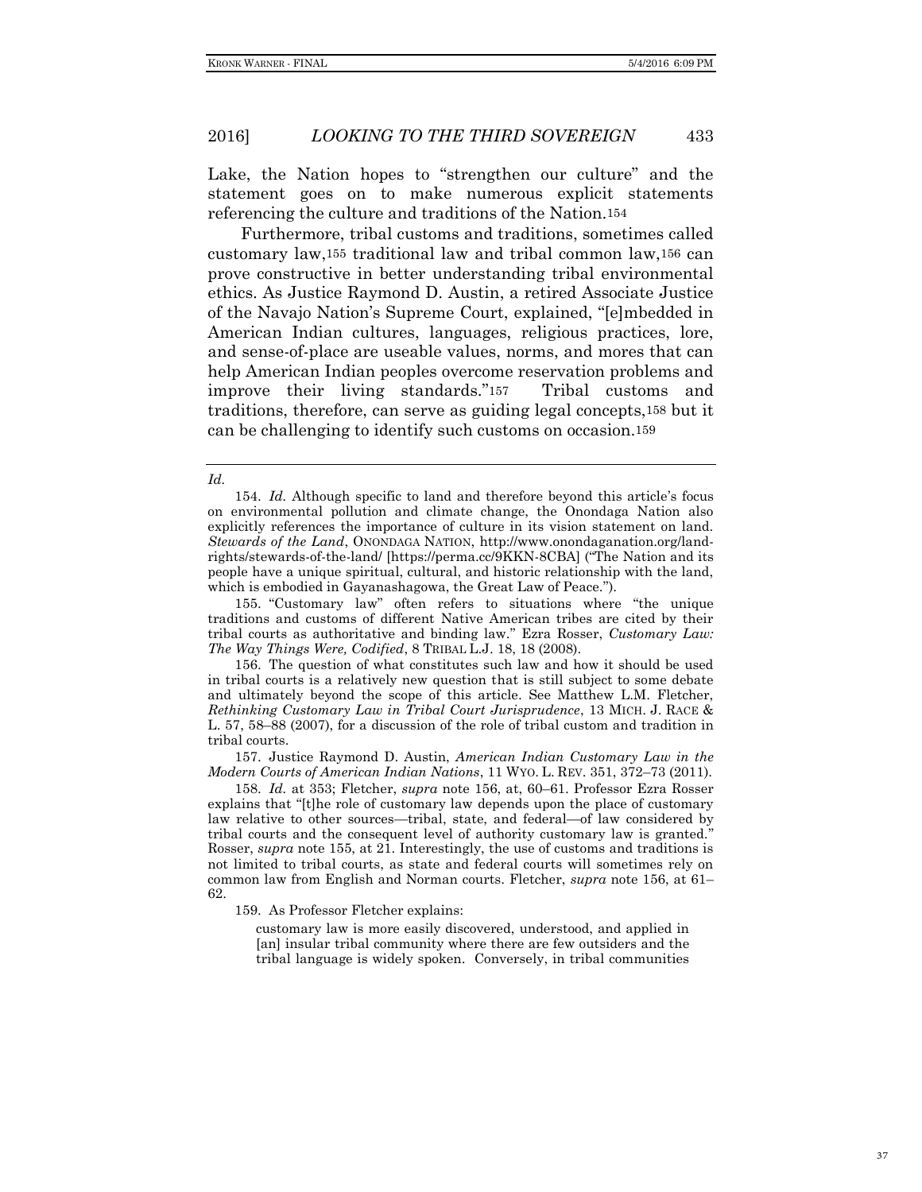Lake, the Nation hopes to "strengthen our culture" and the statement goes on to make numerous explicit statements referencing the culture and traditions of the Nation.[154]

Furthermore, tribal customs and traditions, sometimes called customary law,[155] traditional law and tribal common law,[156] can prove constructive in better understanding tribal environmental ethics. As Justice Raymond D. Austin, a retired Associate Justice of the Navajo Nation's Supreme Court, explained, "[e]mbedded in American Indian cultures, languages, religious practices, lore, and sense-of-place are useable values, norms, and mores that can help American Indian peoples overcome reservation problems and improve their living standards."[157] Tribal customs and traditions, therefore, can serve as guiding legal concepts,[158] but it can be challenging to identify such customs on occasion.[159]

---

*Id.*

154. *Id.* Although specific to land and therefore beyond this article's focus on environmental pollution and climate change, the Onondaga Nation also explicitly references the importance of culture in its vision statement on land. *Stewards of the Land*, ONONDAGA NATION, http://www.onondaganation.org/land-rights/stewards-of-the-land/ [https://perma.cc/9KKN-8CBA] ("The Nation and its people have a unique spiritual, cultural, and historic relationship with the land, which is embodied in Gayanashagowa, the Great Law of Peace.").

155. "Customary law" often refers to situations where "the unique traditions and customs of different Native American tribes are cited by their tribal courts as authoritative and binding law." Ezra Rosser, *Customary Law: The Way Things Were, Codified*, 8 TRIBAL L.J. 18, 18 (2008).

156. The question of what constitutes such law and how it should be used in tribal courts is a relatively new question that is still subject to some debate and ultimately beyond the scope of this article. See Matthew L.M. Fletcher, *Rethinking Customary Law in Tribal Court Jurisprudence*, 13 MICH. J. RACE & L. 57, 58–88 (2007), for a discussion of the role of tribal custom and tradition in tribal courts.

157. Justice Raymond D. Austin, *American Indian Customary Law in the Modern Courts of American Indian Nations*, 11 WYO. L. REV. 351, 372–73 (2011).

158. *Id.* at 353; Fletcher, *supra* note 156, at, 60–61. Professor Ezra Rosser explains that "[t]he role of customary law depends upon the place of customary law relative to other sources—tribal, state, and federal—of law considered by tribal courts and the consequent level of authority customary law is granted." Rosser, *supra* note 155, at 21. Interestingly, the use of customs and traditions is not limited to tribal courts, as state and federal courts will sometimes rely on common law from English and Norman courts. Fletcher, *supra* note 156, at 61–62.

159. As Professor Fletcher explains:

> customary law is more easily discovered, understood, and applied in [an] insular tribal community where there are few outsiders and the tribal language is widely spoken. Conversely, in tribal communities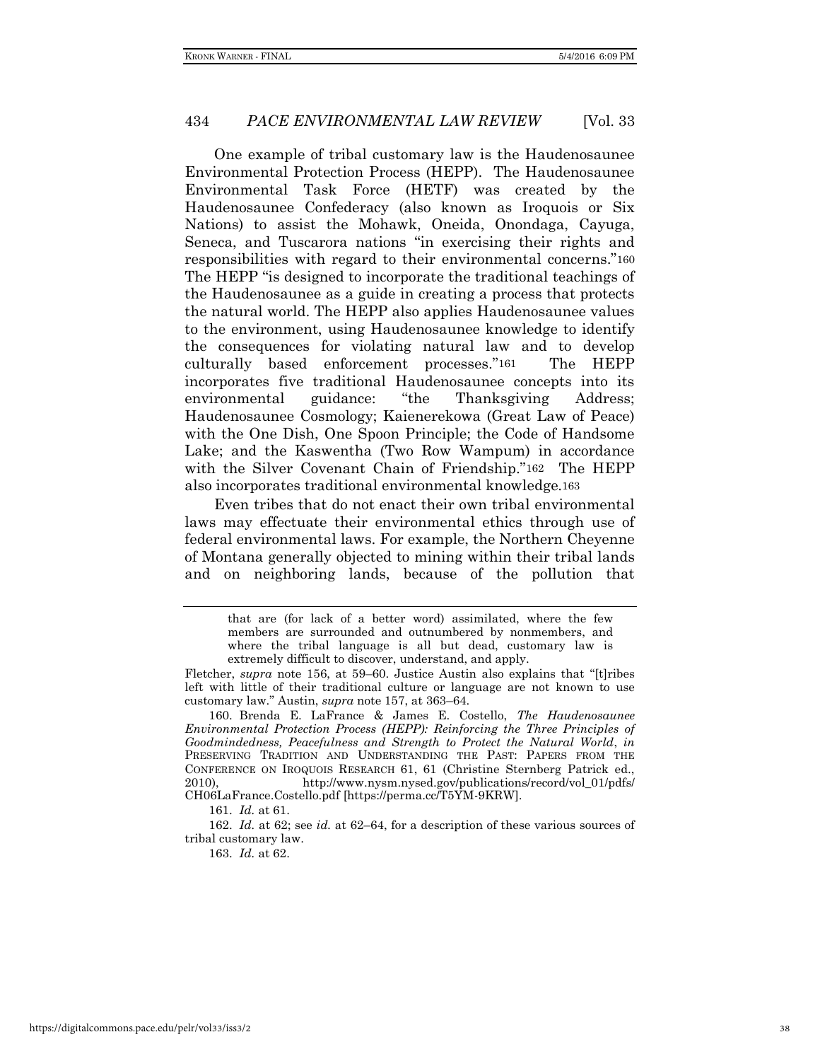One example of tribal customary law is the Haudenosaunee Environmental Protection Process (HEPP). The Haudenosaunee Environmental Task Force (HETF) was created by the Haudenosaunee Confederacy (also known as Iroquois or Six Nations) to assist the Mohawk, Oneida, Onondaga, Cayuga, Seneca, and Tuscarora nations "in exercising their rights and responsibilities with regard to their environmental concerns."[160] The HEPP "is designed to incorporate the traditional teachings of the Haudenosaunee as a guide in creating a process that protects the natural world. The HEPP also applies Haudenosaunee values to the environment, using Haudenosaunee knowledge to identify the consequences for violating natural law and to develop culturally based enforcement processes."[161] The HEPP incorporates five traditional Haudenosaunee concepts into its environmental guidance: "the Thanksgiving Address; Haudenosaunee Cosmology; Kaienerekowa (Great Law of Peace) with the One Dish, One Spoon Principle; the Code of Handsome Lake; and the Kaswentha (Two Row Wampum) in accordance with the Silver Covenant Chain of Friendship."[162] The HEPP also incorporates traditional environmental knowledge.[163]

Even tribes that do not enact their own tribal environmental laws may effectuate their environmental ethics through use of federal environmental laws. For example, the Northern Cheyenne of Montana generally objected to mining within their tribal lands and on neighboring lands, because of the pollution that

---

> that are (for lack of a better word) assimilated, where the few members are surrounded and outnumbered by nonmembers, and where the tribal language is all but dead, customary law is extremely difficult to discover, understand, and apply.

Fletcher, *supra* note 156, at 59–60. Justice Austin also explains that "[t]ribes left with little of their traditional culture or language are not known to use customary law." Austin, *supra* note 157, at 363–64.

160. Brenda E. LaFrance & James E. Costello, *The Haudenosaunee Environmental Protection Process (HEPP): Reinforcing the Three Principles of Goodmindedness, Peacefulness and Strength to Protect the Natural World*, *in* PRESERVING TRADITION AND UNDERSTANDING THE PAST: PAPERS FROM THE CONFERENCE ON IROQUOIS RESEARCH 61, 61 (Christine Sternberg Patrick ed., 2010), http://www.nysm.nysed.gov/publications/record/vol_01/pdfs/CH06LaFrance.Costello.pdf [https://perma.cc/T5YM-9KRW].

161. *Id.* at 61.

162. *Id.* at 62; see *id.* at 62–64, for a description of these various sources of tribal customary law.

163. *Id.* at 62.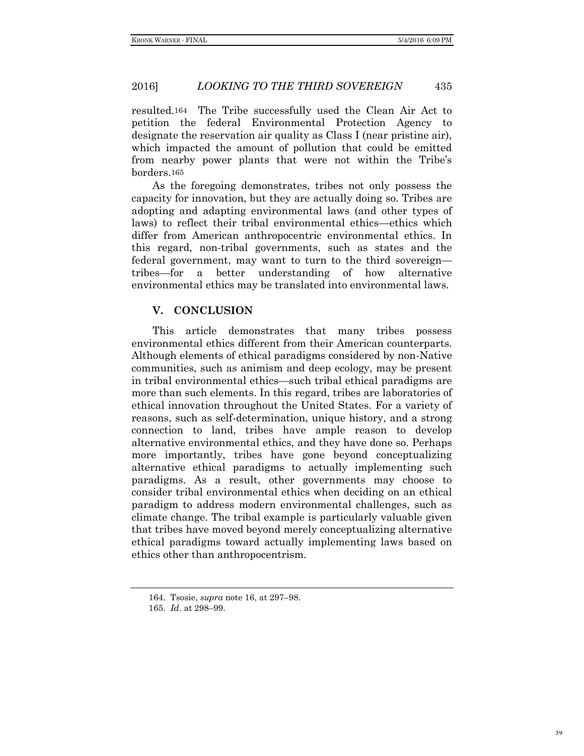resulted.[164] The Tribe successfully used the Clean Air Act to petition the federal Environmental Protection Agency to designate the reservation air quality as Class I (near pristine air), which impacted the amount of pollution that could be emitted from nearby power plants that were not within the Tribe's borders.[165]

As the foregoing demonstrates, tribes not only possess the capacity for innovation, but they are actually doing so. Tribes are adopting and adapting environmental laws (and other types of laws) to reflect their tribal environmental ethics—ethics which differ from American anthropocentric environmental ethics. In this regard, non-tribal governments, such as states and the federal government, may want to turn to the third sovereign—tribes—for a better understanding of how alternative environmental ethics may be translated into environmental laws.

## V. CONCLUSION

This article demonstrates that many tribes possess environmental ethics different from their American counterparts. Although elements of ethical paradigms considered by non-Native communities, such as animism and deep ecology, may be present in tribal environmental ethics—such tribal ethical paradigms are more than such elements. In this regard, tribes are laboratories of ethical innovation throughout the United States. For a variety of reasons, such as self-determination, unique history, and a strong connection to land, tribes have ample reason to develop alternative environmental ethics, and they have done so. Perhaps more importantly, tribes have gone beyond conceptualizing alternative ethical paradigms to actually implementing such paradigms. As a result, other governments may choose to consider tribal environmental ethics when deciding on an ethical paradigm to address modern environmental challenges, such as climate change. The tribal example is particularly valuable given that tribes have moved beyond merely conceptualizing alternative ethical paradigms toward actually implementing laws based on ethics other than anthropocentrism.

---

164. Tsosie, *supra* note 16, at 297–98.

165. *Id*. at 298–99.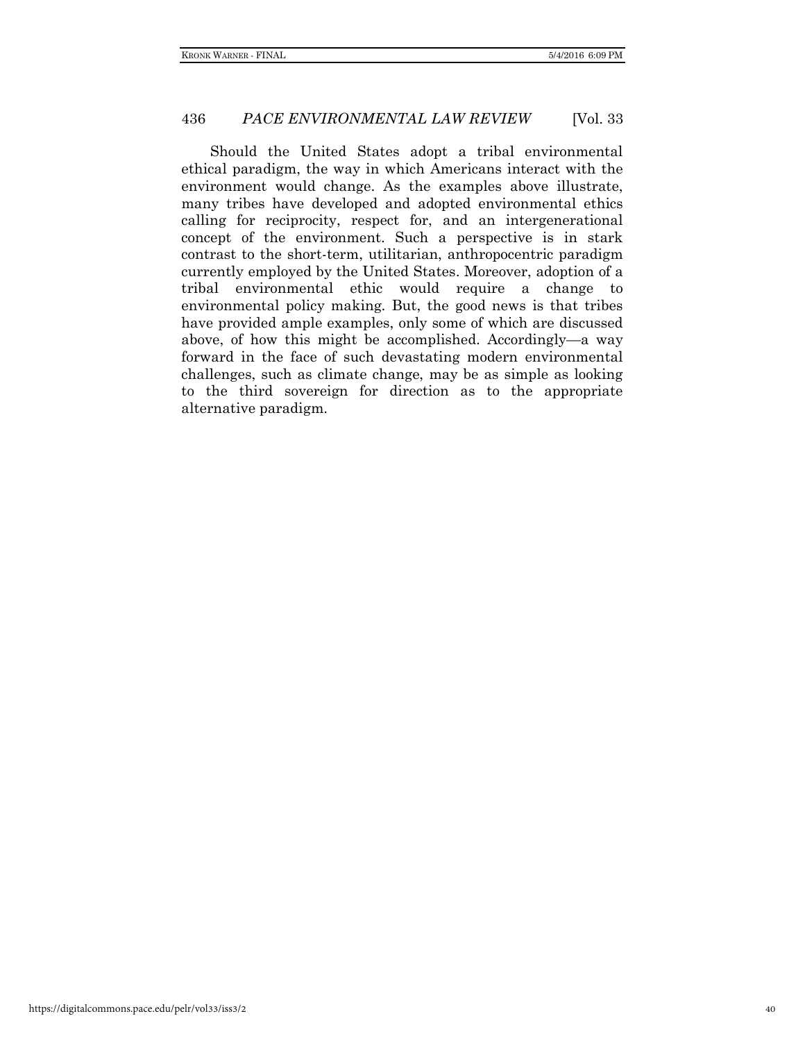Should the United States adopt a tribal environmental ethical paradigm, the way in which Americans interact with the environment would change. As the examples above illustrate, many tribes have developed and adopted environmental ethics calling for reciprocity, respect for, and an intergenerational concept of the environment. Such a perspective is in stark contrast to the short-term, utilitarian, anthropocentric paradigm currently employed by the United States. Moreover, adoption of a tribal environmental ethic would require a change to environmental policy making. But, the good news is that tribes have provided ample examples, only some of which are discussed above, of how this might be accomplished. Accordingly—a way forward in the face of such devastating modern environmental challenges, such as climate change, may be as simple as looking to the third sovereign for direction as to the appropriate alternative paradigm.